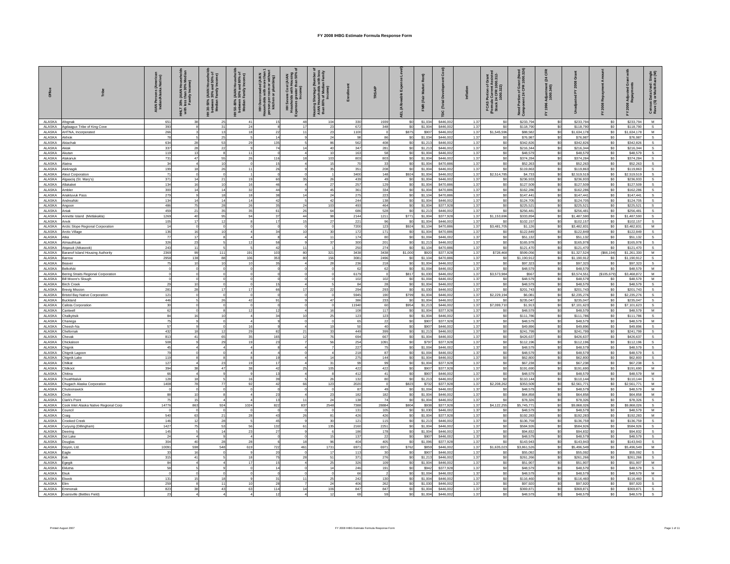# FY 2008 IHBG Estimate Formula Response Form

| Office | Tribe | AIAN Persons (American Indian/Alaska Native) | HHLT 30% (AIAN Households with less than 30% Median Family Income) | HH 30-50% (AIAN Households between 30% and 50% of Median Family Income) | HH 50-80% (AIAN Households between 50% and 80% of Median Family Income) | HH Overcrowded (AIAN Households with more than 1 person per room or without kitchen or plumbing) | HH Severe Cost (AIAN Households with Housing Expenses greater than 50% of Income) | Housing Shortage (Number of AIAN Households with less than 80% of Median Family Income) | Enrollment | TRSAIP | AEL (Allowable Expense Level) | FMR (Fair Market Rent) | TDC (Total Development Cost) | Inflation | FCAS Portion of Grant (Formula Current Assisted Stock 24 CFR 1000.312-1000.322) | Need Portion of Grant (Need Component 24 CFR 1000.324) | FY 1996 Adjustment (24 CFR 1000.340) | Unadjusted FY 2008 Grant | FY 2008 Repayment Amount | FY 2008 Adjusted Grant with Repayments | Census Data Used: Single Race (S) or Multi-Race (M) |
|---|---|---|---|---|---|---|---|---|---|---|---|---|---|---|---|---|---|---|---|---|---|
| ALASKA | Afognak | 651 | 38 | 25 | 41 | 15 | 48 | 104 | 330 | 1939 | $0 | $1,034 | $446,002 | 1.37 | $0 | $233,794 | $0 | $233,794 | $0 | $233,794 | M |
| ALASKA | Agdaagux Tribe of King Cove | 393 | 8 | 31 | 24 | 8 | 17 | 23 | 672 | 348 | $0 | $1,004 | $446,002 | 1.37 | $0 | $118,790 | $0 | $118,790 | $0 | $118,790 | S |
| ALASKA | AHTNA, Incorporated | 266 | 3 | 13 | 18 | 22 | 11 | 23 | 1100 | 0 | $875 | $907 | $446,002 | 1.37 | $1,545,596 | $88,582 | $0 | $1,634,178 | $0 | $1,634,178 | M |
| ALASKA | Akhiok | 78 | 5 | 25 | 5 | 14 | 9 | 24 | 98 | 86 | $0 | $1,034 | $446,002 | 1.37 | $0 | $76,987 | $0 | $76,987 | $0 | $76,987 | S |
| ALASKA | Akiachak | 634 | 28 | 53 | 29 | 135 | 5 | 86 | 562 | 408 | $0 | $1,213 | $446,002 | 1.37 | $0 | $342,826 | $0 | $342,826 | $0 | $342,826 | S |
| ALASKA | Akiak | 337 | 28 | 22 | 9 | 74 | 14 | 40 | 347 | 281 | $0 | $1,213 | $446,002 | 1.37 | $0 | $216,344 | $0 | $216,344 | $0 | $216,344 | S |
| ALASKA | Akutan | 119 | 13 | 8 | 11 | 0 | 4 | 10 | 163 | 58 | $0 | $1,004 | $446,002 | 1.37 | $0 | $48,579 | $0 | $48,579 | $0 | $48,579 | S |
| ALASKA | Alakanuk | 731 | 47 | 55 | 26 | 116 | 18 | 103 | 803 | 803 | $0 | $1,004 | $446,002 | 1.37 | $0 | $374,284 | $0 | $374,284 | $0 | $374,284 | S |
| ALASKA | Alatna | 34 | 4 | 10 | 0 | 15 | 4 | 15 | 70 | 33 | $0 | $1,004 | $470,886 | 1.37 | $0 | $52,263 | $0 | $52,263 | $0 | $52,263 | S |
| ALASKA | Aleknagik | 199 | 18 | 26 | 11 | 26 | 9 | 35 | 351 | 208 | $0 | $1,004 | $446,002 | 1.37 | $0 | $119,863 | $0 | $119,863 | $0 | $119,863 | S |
| ALASKA | Aleut Corporation | 71 | 0 | 0 | 1 | 0 | 0 | 1 | 3400 | 148 | $924 | $1,004 | $446,002 | 1.37 | $2,514,785 | $4,733 | $0 | $2,519,519 | $0 | $2,519,519 | S |
| ALASKA | Algaaciq (St. Mary's) | 371 | 14 | 21 | 19 | 60 | 35 | 26 | 439 | 49 | $0 | $1,004 | $446,002 | 1.37 | $0 | $236,933 | $0 | $236,933 | $0 | $236,933 | S |
| ALASKA | Allakaket | 134 | 16 | 10 | 16 | 46 | 4 | 27 | 257 | 129 | $0 | $1,004 | $470,886 | 1.37 | $0 | $127,509 | $0 | $127,509 | $0 | $127,509 | S |
| ALASKA | Ambler | 300 | 14 | 14 | 32 | 44 | 9 | 45 | 361 | 334 | $0 | $1,004 | $470,886 | 1.37 | $0 | $162,286 | $0 | $162,286 | $0 | $162,286 | S |
| ALASKA | Anaktuvuk Pass | 279 | 9 | 18 | 18 | 38 | 14 | 24 | 275 | 223 | $0 | $1,104 | $470,886 | 1.37 | $0 | $147,441 | $0 | $147,441 | $0 | $147,441 | S |
| ALASKA | Andreafski | 134 | 14 | 14 | 14 | 42 | 5 | 42 | 244 | 138 | $0 | $1,004 | $446,002 | 1.37 | $0 | $124,705 | $0 | $124,705 | $0 | $124,705 | S |
| ALASKA | Angoon | 486 | 75 | 28 | 26 | 35 | 24 | 103 | 493 | 464 | $0 | $1,004 | $377,928 | 1.37 | $0 | $225,521 | $0 | $225,521 | $0 | $225,521 | S |
| ALASKA | Aniak | 459 | 21 | 35 | 35 | 61 | 26 | 64 | 686 | 528 | $0 | $1,213 | $446,002 | 1.37 | $0 | $256,481 | $0 | $256,481 | $0 | $256,481 | S |
| ALASKA | Annette Island (Metlakakla) | 1269 | 40 | 95 | 94 | 37 | 44 | 98 | 2144 | 1211 | $771 | $1,004 | $377,928 | 1.37 | $1,153,696 | $333,894 | $0 | $1,487,590 | $0 | $1,487,590 | S |
| ALASKA | Anvik | 105 | 17 | 12 | 8 | 17 | 15 | 27 | 221 | 96 | $0 | $1,004 | $446,002 | 1.37 | $0 | $102,157 | $0 | $102,157 | $0 | $102,157 | S |
| ALASKA | Arctic Slope Regional Corporation | 14 | 0 | 0 | 0 | 0 | 0 | 0 | 7200 | 123 | $924 | $1,104 | $470,886 | 1.37 | $3,481,705 | $1,126 | $0 | $3,482,831 | $0 | $3,482,831 | M |
| ALASKA | Arctic Village | 136 | 16 | 10 | 4 | 34 | 10 | 30 | 172 | 171 | $0 | $1,004 | $470,886 | 1.37 | $0 | $122,849 | $0 | $122,849 | $0 | $122,849 | S |
| ALASKA | Atka | 77 | 17 | 8 | 4 | 8 | 4 | 11 | 174 | 80 | $0 | $1,004 | $446,002 | 1.37 | $0 | $51,132 | $0 | $51,132 | $0 | $51,132 | S |
| ALASKA | Atmauthluak | 326 | 23 | 5 | 12 | 58 | 9 | 37 | 300 | 201 | $0 | $1,213 | $446,002 | 1.37 | $0 | $165,978 | $0 | $165,978 | $0 | $165,978 | S |
| ALASKA | Atqasuk (Atkasook) | 243 | 11 | 5 | 5 | 42 | 11 | 1 | 250 | 274 | $0 | $1,104 | $470,886 | 1.37 | $0 | $121,470 | $0 | $121,470 | $0 | $121,470 | S |
| ALASKA | Baranof Island Housing Authority | 2369 | 99 | 111 | 191 | 103 | 80 | 321 | 3438 | 3438 | $1,000 | $920 | $377,928 | 1.37 | $728,468 | $599,056 | $0 | $1,327,524 | ($66,194) | $1,261,330 | M |
| ALASKA | Barrow | 2958 | 138 | 88 | 106 | 353 | 80 | 156 | 3081 | 2496 | $0 | $1,104 | $470,886 | 1.37 | $0 | $1,190,912 | $0 | $1,190,912 | $0 | $1,190,912 | S |
| ALASKA | Beaver | 75 | 10 | 10 | 10 | 35 | 4 | 28 | 236 | 218 | $0 | $1,004 | $446,002 | 1.37 | $0 | $97,323 | $0 | $97,323 | $0 | $97,323 | S |
| ALASKA | Belkofski | 0 | 0 | 0 | 0 | 0 | 0 | 0 | 62 | 62 | $0 | $1,004 | $446,002 | 1.37 | $0 | $48,579 | $0 | $48,579 | $0 | $48,579 | M |
| ALASKA | Bering Straits Regional Corporation | 0 | 0 | 0 | 0 | 0 | 0 | 0 | 6179 | 0 | $817 | $1,030 | $446,002 | 1.37 | $3,573,984 | $567 | $0 | $3,574,551 | ($105,679) | $3,468,872 | M |
| ALASKA | Bill Moore's Slough | 0 | 0 | 0 | 0 | 0 | 0 | 0 | 102 | 102 | $0 | $1,004 | $446,002 | 1.37 | $0 | $48,579 | $0 | $48,579 | $0 | $48,579 | M |
| ALASKA | Birch Creek | 29 | 10 | 0 | 0 | 15 | 4 | 5 | 84 | 28 | $0 | $1,004 | $446,002 | 1.37 | $0 | $48,579 | $0 | $48,579 | $0 | $48,579 | S |
| ALASKA | Brevig Mission | 281 | 28 | 17 | 17 | 66 | 17 | 22 | 294 | 293 | $0 | $1,030 | $446,002 | 1.37 | $0 | $201,743 | $0 | $201,743 | $0 | $201,743 | S |
| ALASKA | Bristol Bay Native Corporation | 121 | 0 | 0 | 0 | 0 | 0 | 0 | 5945 | 190 | $799 | $1,004 | $446,002 | 1.37 | $2,229,194 | $6,081 | $0 | $2,235,276 | $0 | $2,235,276 | S |
| ALASKA | Buckland | 446 | 5 | 26 | 42 | 91 | 9 | 47 | 386 | 233 | $0 | $1,004 | $446,002 | 1.37 | $0 | $235,047 | $0 | $235,047 | $0 | $235,047 | S |
| ALASKA | Calista Corporation | 30 | 0 | 0 | 0 | 0 | 0 | 0 | 11940 | 60 | $954 | $1,213 | $446,002 | 1.37 | $7,099,710 | $1,913 | $0 | $7,101,623 | $0 | $7,101,623 | S |
| ALASKA | Cantwell | 62 | 0 | 8 | 12 | 12 | 4 | 16 | 108 | 117 | $0 | $1,004 | $377,928 | 1.37 | $0 | $48,579 | $0 | $48,579 | $0 | $48,579 | M |
| ALASKA | Chalkyitsik | 84 | 16 | 10 | 4 | 34 | 10 | 25 | 123 | 123 | $0 | $1,004 | $446,002 | 1.37 | $0 | $111,786 | $0 | $111,786 | $0 | $111,786 | S |
| ALASKA | Chanega | 75 | 9 | 0 | 4 | 9 | 0 | 0 | 65 | 22 | $0 | $907 | $377,928 | 1.37 | $0 | $48,579 | $0 | $48,579 | $0 | $48,579 | M |
| ALASKA | Cheesh-Na | 57 | 9 | 0 | 16 | 9 | 4 | 19 | 50 | 40 | $0 | $907 | $446,002 | 1.37 | $0 | $49,896 | $0 | $49,896 | $0 | $49,896 | S |
| ALASKA | Chefornak | 432 | 18 | 12 | 29 | 82 | 21 | 33 | 449 | 399 | $0 | $1,213 | $446,002 | 1.37 | $0 | $241,799 | $0 | $241,799 | $0 | $241,799 | S |
| ALASKA | Chevak | 813 | 41 | 65 | 35 | 165 | 12 | 76 | 694 | 667 | $0 | $1,004 | $446,002 | 1.37 | $0 | $426,637 | $0 | $426,637 | $0 | $426,637 | S |
| ALASKA | Chickaloon | 508 | 9 | 29 | 19 | 23 | 7 | 56 | 254 | 1091 | $0 | $797 | $377,928 | 1.37 | $0 | $112,196 | $0 | $112,196 | $0 | $112,196 | S |
| ALASKA | Chignik | 45 | 4 | 4 | 4 | 8 | 4 | 7 | 227 | 75 | $0 | $1,004 | $446,002 | 1.37 | $0 | $48,579 | $0 | $48,579 | $0 | $48,579 | S |
| ALASKA | Chignik Lagoon | 79 | 0 | 0 | 4 | 4 | 0 | 4 | 218 | 87 | $0 | $1,004 | $446,002 | 1.37 | $0 | $48,579 | $0 | $48,579 | $0 | $48,579 | S |
| ALASKA | Chignik Lake | 119 | 8 | 8 | 8 | 19 | 4 | 14 | 275 | 144 | $0 | $1,004 | $446,002 | 1.37 | $0 | $62,800 | $0 | $62,800 | $0 | $62,800 | S |
| ALASKA | Chilkat | 127 | 4 | 23 | 19 | 17 | 4 | 31 | 99 | 99 | $0 | $1,004 | $377,928 | 1.37 | $0 | $67,238 | $0 | $67,238 | $0 | $67,238 | S |
| ALASKA | Chilkoot | 394 | 38 | 47 | 38 | 42 | 25 | 105 | 422 | 422 | $0 | $907 | $377,928 | 1.37 | $0 | $191,690 | $0 | $191,690 | $0 | $191,690 | M |
| ALASKA | Chitina | 66 | 4 | 9 | 9 | 13 | 4 | 8 | 412 | 41 | $0 | $907 | $446,002 | 1.37 | $0 | $48,579 | $0 | $48,579 | $0 | $48,579 | M |
| ALASKA | Chuathbaluk | 128 | 18 | 5 | 16 | 39 | 5 | 26 | 132 | 80 | $0 | $1,213 | $446,002 | 1.37 | $0 | $110,144 | $0 | $110,144 | $0 | $110,144 | S |
| ALASKA | Chugach Alaska Corporation | 1408 | 78 | 77 | 92 | 42 | 66 | 123 | 2020 | 0 | $823 | $732 | $377,928 | 1.37 | $2,208,262 | $353,509 | $0 | $2,561,771 | $0 | $2,561,771 | M |
| ALASKA | Chuloonawick | 0 | 0 | 0 | 0 | 0 | 0 | 0 | 87 | 49 | $0 | $1,004 | $446,002 | 1.37 | $0 | $48,579 | $0 | $48,579 | $0 | $48,579 | M |
| ALASKA | Circle | 88 | 10 | 8 | 4 | 23 | 4 | 23 | 182 | 182 | $0 | $1,004 | $446,002 | 1.37 | $0 | $64,858 | $0 | $64,858 | $0 | $64,858 | M |
| ALASKA | Clark's Point | 75 | 15 | 4 | 4 | 13 | 11 | 24 | 138 | 74 | $0 | $1,004 | $446,002 | 1.37 | $0 | $78,326 | $0 | $78,326 | $0 | $78,326 | S |
| ALASKA | Cook Inlet Alaska Native Regional Corp | 14776 | 863 | 924 | 1024 | 822 | 837 | 2548 | 7388 | 28884 | $804 | $938 | $377,928 | 1.37 | $4,122,255 | $5,745,771 | $0 | $9,868,026 | $0 | $9,868,026 | S |
| ALASKA | Council | 0 | 0 | 0 | 0 | 0 | 0 | 0 | 131 | 105 | $0 | $1,030 | $446,002 | 1.37 | $0 | $48,579 | $0 | $48,579 | $0 | $48,579 | M |
| ALASKA | Craig | 540 | 63 | 21 | 28 | 43 | 26 | 81 | 426 | 426 | $0 | $1,004 | $377,928 | 1.37 | $0 | $192,283 | $0 | $192,283 | $0 | $192,283 | M |
| ALASKA | Crooked Creek | 146 | 12 | 28 | 5 | 45 | 9 | 30 | 121 | 115 | $0 | $1,213 | $446,002 | 1.37 | $0 | $136,759 | $0 | $136,759 | $0 | $136,759 | S |
| ALASKA | Curyung (Dillingham) | 1427 | 75 | 53 | 56 | 132 | 61 | 135 | 2160 | 2251 | $0 | $1,004 | $446,002 | 1.37 | $0 | $584,926 | $0 | $584,926 | $0 | $584,926 | S |
| ALASKA | Deering | 145 | 5 | 14 | 23 | 27 | 9 | 6 | 186 | 178 | $0 | $1,004 | $446,002 | 1.37 | $0 | $94,832 | $0 | $94,832 | $0 | $94,832 | S |
| ALASKA | Dot Lake | 24 | 4 | 9 | 4 | 0 | 0 | 15 | 137 | 22 | $0 | $907 | $446,002 | 1.37 | $0 | $48,579 | $0 | $48,579 | $0 | $48,579 | S |
| ALASKA | Douglas | 304 | 40 | 28 | 28 | 6 | 18 | 96 | 404 | 405 | $0 | $1,096 | $377,928 | 1.37 | $0 | $143,943 | $0 | $143,943 | $0 | $143,943 | S |
| ALASKA | Doyon, Ltd. | 10091 | 598 | 548 | 619 | 722 | 461 | 1731 | 6971 | 6971 | $762 | $859 | $446,002 | 1.37 | $1,635,023 | $3,861,526 | $0 | $5,496,549 | $0 | $5,496,549 | M |
| ALASKA | Eagle | 33 | 16 | 0 | 9 | 20 | 0 | 17 | 113 | 30 | $0 | $907 | $446,002 | 1.37 | $0 | $55,092 | $0 | $55,092 | $0 | $55,092 | S |
| ALASKA | Eek | 315 | 41 | 5 | 18 | 75 | 28 | 51 | 371 | 276 | $0 | $1,213 | $446,002 | 1.37 | $0 | $261,266 | $0 | $261,266 | $0 | $261,266 | S |
| ALASKA | Egegik | 84 | 4 | 4 | 17 | 15 | 4 | 25 | 326 | 109 | $0 | $1,004 | $446,002 | 1.37 | $0 | $51,907 | $0 | $51,907 | $0 | $51,907 | M |
| ALASKA | Eklutna | 58 | 5 | 9 | 0 | 14 | 0 | 14 | 246 | 191 | $0 | $942 | $377,928 | 1.37 | $0 | $48,579 | $0 | $48,579 | $0 | $48,579 | S |
| ALASKA | Ekuk | 0 | 0 | 0 | 0 | 0 | 0 | 0 | 66 | 2 | $0 | $1,004 | $446,002 | 1.37 | $0 | $48,579 | $0 | $48,579 | $0 | $48,579 | M |
| ALASKA | Ekwok | 131 | 15 | 18 | 9 | 31 | 11 | 25 | 242 | 130 | $0 | $1,004 | $446,002 | 1.37 | $0 | $116,460 | $0 | $116,460 | $0 | $116,460 | S |
| ALASKA | Elim | 259 | 8 | 11 | 10 | 28 | 7 | 24 | 406 | 262 | $0 | $1,030 | $446,002 | 1.37 | $0 | $97,920 | $0 | $97,920 | $0 | $97,920 | S |
| ALASKA | Emmonak | 823 | 38 | 43 | 63 | 114 | 14 | 106 | 847 | 847 | $0 | $1,004 | $446,002 | 1.37 | $0 | $369,871 | $0 | $369,871 | $0 | $369,871 | S |
| ALASKA | Evansville (Bettles Field) | 23 | 4 | 4 | 4 | 12 | 4 | 12 | 69 | 59 | $0 | $1,004 | $446,002 | 1.37 | $0 | $48,579 | $0 | $48,579 | $0 | $48,579 | S |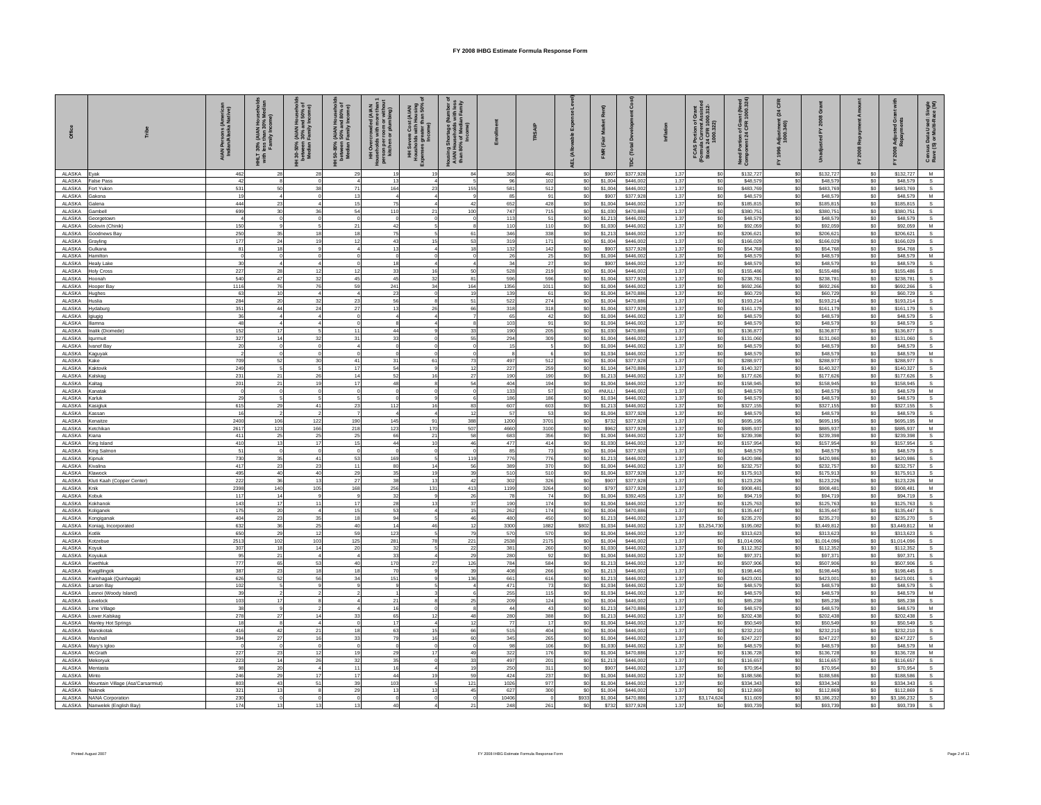# FY 2008 IHBG Estimate Formula Response Form

| Office | Tribe | AIAN Persons (American Indian/Alaska Native) | HHLT 30% (AIAN Households with less than 30% Median Family Income) | HH 30-50% (AIAN Households between 30% and 50% of Median Family Income) | HH 50-80% (AIAN Households between 50% and 80% of Median Family Income) | HH Overcrowded (AIAN Households with more than 1 person per room or without kitchen or plumbing) | HH Severe Cost (AIAN Households with Housing Expenses greater than 50% of Income) | Housing Shortage (Number of AIAN Households with less than 80% of Median Family Income) | Enrollment | TRSAIP | AEL (Allowable Expense Level) | FMR (Fair Market Rent) | TDC (Total Development Cost) | Inflation | FCAS Portion of Grant (Formula Current Assisted Stock 24 CFR 1000.312-1000.322) | Need Portion of Grant (Need Component 24 CFR 1000.324) | FY 1996 Adjustment (24 CFR 1000.340) | Unadjusted FY 2008 Grant | FY 2008 Repayment Amount | FY 2008 Adjusted Grant with Repayments | Census Data Used: Single Race (S) or Multi-Race (M) |
|---|---|---|---|---|---|---|---|---|---|---|---|---|---|---|---|---|---|---|---|---|---|
| ALASKA | Eyak | 462 | 28 | 28 | 29 | 19 | 19 | 84 | 368 | 461 | $0 | $907 | $377,928 | 1.37 | $0 | $132,727 | $0 | $132,727 | $0 | $132,727 | M |
| ALASKA | False Pass | 42 | 8 | 0 | 4 | 13 | 4 | 5 | 96 | 102 | $0 | $1,004 | $446,002 | 1.37 | $0 | $48,579 | $0 | $48,579 | $0 | $48,579 | S |
| ALASKA | Fort Yukon | 531 | 50 | 38 | 71 | 164 | 23 | 155 | 581 | 512 | $0 | $1,004 | $446,002 | 1.37 | $0 | $483,769 | $0 | $483,769 | $0 | $483,769 | S |
| ALASKA | Gakona | 19 | 4 | 0 | 13 | 4 | 4 | 9 | 85 | 91 | $0 | $907 | $377,928 | 1.37 | $0 | $48,579 | $0 | $48,579 | $0 | $48,579 | M |
| ALASKA | Galena | 444 | 23 | 4 | 15 | 75 | 4 | 42 | 652 | 428 | $0 | $1,030 | $470,886 | 1.37 | $0 | $185,815 | $0 | $185,815 | $0 | $185,815 | S |
| ALASKA | Gambell | 699 | 30 | 36 | 54 | 110 | 21 | 100 | 747 | 715 | $0 | $1,030 | $470,886 | 1.37 | $0 | $380,751 | $0 | $380,751 | $0 | $380,751 | S |
| ALASKA | Georgetown | 4 | 0 | 0 | 0 | 0 | 0 | 0 | 113 | 51 | $0 | $1,213 | $446,002 | 1.37 | $0 | $48,579 | $0 | $48,579 | $0 | $48,579 | S |
| ALASKA | Golovin (Chinik) | 150 | 9 | 5 | 21 | 42 | 5 | 8 | 110 | 110 | $0 | $1,030 | $446,002 | 1.37 | $0 | $92,059 | $0 | $92,059 | $0 | $92,059 | M |
| ALASKA | Goodnews Bay | 250 | 35 | 18 | 18 | 75 | 5 | 61 | 346 | 338 | $0 | $1,213 | $446,002 | 1.37 | $0 | $206,621 | $0 | $206,621 | $0 | $206,621 | S |
| ALASKA | Grayling | 177 | 24 | 19 | 12 | 43 | 15 | 53 | 319 | 171 | $0 | $1,004 | $446,002 | 1.37 | $0 | $166,029 | $0 | $166,029 | $0 | $166,029 | S |
| ALASKA | Gulkana | 81 | 18 | 9 | 4 | 13 | 4 | 18 | 132 | 142 | $0 | $907 | $377,928 | 1.37 | $0 | $54,768 | $0 | $54,768 | $0 | $54,768 | S |
| ALASKA | Hamilton | 0 | 0 | 0 | 0 | 0 | 0 | 0 | 26 | 25 | $0 | $1,004 | $446,002 | 1.37 | $0 | $48,579 | $0 | $48,579 | $0 | $48,579 | M |
| ALASKA | Healy Lake | 30 | 4 | 4 | 0 | 18 | 4 | 4 | 34 | 27 | $0 | $907 | $446,002 | 1.37 | $0 | $48,579 | $0 | $48,579 | $0 | $48,579 | S |
| ALASKA | Holy Cross | 227 | 28 | 12 | 12 | 33 | 16 | 50 | 528 | 219 | $0 | $1,004 | $446,002 | 1.37 | $0 | $155,486 | $0 | $155,486 | $0 | $155,486 | S |
| ALASKA | Hoonah | 540 | 47 | 32 | 45 | 45 | 32 | 81 | 596 | 596 | $0 | $1,004 | $377,928 | 1.37 | $0 | $238,781 | $0 | $238,781 | $0 | $238,781 | S |
| ALASKA | Hooper Bay | 1116 | 76 | 76 | 59 | 241 | 34 | 164 | 1356 | 1011 | $0 | $1,004 | $446,002 | 1.37 | $0 | $692,266 | $0 | $692,266 | $0 | $692,266 | S |
| ALASKA | Hughes | 63 | 10 | 4 | 4 | 23 | 0 | 19 | 139 | 61 | $0 | $1,004 | $470,886 | 1.37 | $0 | $60,729 | $0 | $60,729 | $0 | $60,729 | S |
| ALASKA | Huslia | 284 | 20 | 32 | 23 | 56 | 8 | 51 | 522 | 274 | $0 | $1,004 | $470,886 | 1.37 | $0 | $193,214 | $0 | $193,214 | $0 | $193,214 | S |
| ALASKA | Hydaburg | 351 | 44 | 24 | 27 | 13 | 26 | 66 | 318 | 318 | $0 | $1,004 | $377,928 | 1.37 | $0 | $161,179 | $0 | $161,179 | $0 | $161,179 | S |
| ALASKA | Igiugig | 36 | 4 | 4 | 0 | 4 | 4 | 7 | 65 | 42 | $0 | $1,004 | $446,002 | 1.37 | $0 | $48,579 | $0 | $48,579 | $0 | $48,579 | S |
| ALASKA | Iliamna | 48 | 4 | 4 | 0 | 8 | 4 | 8 | 103 | 91 | $0 | $1,004 | $446,002 | 1.37 | $0 | $48,579 | $0 | $48,579 | $0 | $48,579 | S |
| ALASKA | Inalik (Diomede) | 152 | 17 | 5 | 11 | 44 | 9 | 33 | 190 | 205 | $0 | $1,030 | $470,886 | 1.37 | $0 | $136,877 | $0 | $136,877 | $0 | $136,877 | S |
| ALASKA | Iqurmuit | 327 | 14 | 32 | 31 | 33 | 0 | 55 | 294 | 309 | $0 | $1,034 | $446,002 | 1.37 | $0 | $131,060 | $0 | $131,060 | $0 | $131,060 | S |
| ALASKA | Ivanof Bay | 20 | 0 | 0 | 4 | 0 | 0 | 0 | 15 | 5 | $0 | $1,004 | $446,002 | 1.37 | $0 | $48,579 | $0 | $48,579 | $0 | $48,579 | S |
| ALASKA | Kaguyak | 2 | 0 | 0 | 0 | 0 | 0 | 0 | 8 | 6 | $0 | $1,034 | $446,002 | 1.37 | $0 | $48,579 | $0 | $48,579 | $0 | $48,579 | M |
| ALASKA | Kake | 709 | 52 | 30 | 41 | 31 | 61 | 73 | 497 | 512 | $0 | $1,004 | $377,928 | 1.37 | $0 | $288,977 | $0 | $288,977 | $0 | $288,977 | S |
| ALASKA | Kaktovik | 249 | 5 | 5 | 17 | 54 | 9 | 12 | 227 | 259 | $0 | $1,104 | $470,886 | 1.37 | $0 | $140,327 | $0 | $140,327 | $0 | $140,327 | S |
| ALASKA | Kalskag | 231 | 21 | 26 | 14 | 52 | 16 | 27 | 190 | 190 | $0 | $1,213 | $446,002 | 1.37 | $0 | $177,626 | $0 | $177,626 | $0 | $177,626 | S |
| ALASKA | Kaltag | 201 | 21 | 19 | 17 | 48 | 8 | 54 | 404 | 194 | $0 | $1,004 | $446,002 | 1.37 | $0 | $158,945 | $0 | $158,945 | $0 | $158,945 | S |
| ALASKA | Kanatak | 0 | 0 | 0 | 0 | 0 | 0 | 0 | 133 | 57 | $0 | #NULL! | $446,002 | 1.37 | $0 | $48,579 | $0 | $48,579 | $0 | $48,579 | M |
| ALASKA | Karluk | 29 | 5 | 5 | 5 | 0 | 9 | 6 | 186 | 186 | $0 | $1,034 | $446,002 | 1.37 | $0 | $48,579 | $0 | $48,579 | $0 | $48,579 | S |
| ALASKA | Kasigluk | 615 | 29 | 41 | 23 | 112 | 16 | 83 | 607 | 603 | $0 | $1,213 | $446,002 | 1.37 | $0 | $327,155 | $0 | $327,155 | $0 | $327,155 | S |
| ALASKA | Kassan | 16 | 2 | 2 | 7 | 4 | 4 | 12 | 57 | 53 | $0 | $1,004 | $377,928 | 1.37 | $0 | $48,579 | $0 | $48,579 | $0 | $48,579 | S |
| ALASKA | Kenaitze | 2400 | 106 | 122 | 190 | 145 | 91 | 388 | 1200 | 3701 | $0 | $732 | $377,928 | 1.37 | $0 | $695,195 | $0 | $695,195 | $0 | $695,195 | M |
| ALASKA | Ketchikan | 2617 | 123 | 166 | 218 | 123 | 170 | 507 | 4660 | 3100 | $0 | $962 | $377,928 | 1.37 | $0 | $885,937 | $0 | $885,937 | $0 | $885,937 | M |
| ALASKA | Kiana | 411 | 25 | 25 | 25 | 66 | 21 | 58 | 683 | 356 | $0 | $1,004 | $446,002 | 1.37 | $0 | $239,398 | $0 | $239,398 | $0 | $239,398 | S |
| ALASKA | King Island | 410 | 13 | 17 | 15 | 44 | 10 | 46 | 477 | 414 | $0 | $1,030 | $446,002 | 1.37 | $0 | $157,954 | $0 | $157,954 | $0 | $157,954 | S |
| ALASKA | King Salmon | 51 | 0 | 0 | 0 | 0 | 0 | 0 | 85 | 73 | $0 | $1,004 | $377,928 | 1.37 | $0 | $48,579 | $0 | $48,579 | $0 | $48,579 | S |
| ALASKA | Kipnuk | 730 | 35 | 41 | 53 | 169 | 5 | 119 | 776 | 776 | $0 | $1,213 | $446,002 | 1.37 | $0 | $420,986 | $0 | $420,986 | $0 | $420,986 | S |
| ALASKA | Kivalina | 417 | 23 | 23 | 11 | 80 | 14 | 56 | 389 | 370 | $0 | $1,004 | $446,002 | 1.37 | $0 | $232,757 | $0 | $232,757 | $0 | $232,757 | S |
| ALASKA | Klawock | 495 | 40 | 40 | 29 | 35 | 19 | 39 | 510 | 510 | $0 | $1,004 | $377,928 | 1.37 | $0 | $175,913 | $0 | $175,913 | $0 | $175,913 | S |
| ALASKA | Kluti Kaah (Copper Center) | 222 | 36 | 13 | 27 | 38 | 13 | 42 | 302 | 326 | $0 | $907 | $377,928 | 1.37 | $0 | $123,226 | $0 | $123,226 | $0 | $123,226 | M |
| ALASKA | Knik | 2398 | 140 | 105 | 168 | 256 | 131 | 413 | 1199 | 3264 | $0 | $797 | $377,928 | 1.37 | $0 | $908,481 | $0 | $908,481 | $0 | $908,481 | M |
| ALASKA | Kobuk | 117 | 14 | 9 | 9 | 32 | 9 | 26 | 78 | 74 | $0 | $1,004 | $392,405 | 1.37 | $0 | $94,719 | $0 | $94,719 | $0 | $94,719 | S |
| ALASKA | Kokhanok | 143 | 17 | 11 | 17 | 28 | 13 | 37 | 190 | 174 | $0 | $1,004 | $446,002 | 1.37 | $0 | $125,763 | $0 | $125,763 | $0 | $125,763 | S |
| ALASKA | Koliganek | 175 | 20 | 4 | 15 | 53 | 4 | 15 | 262 | 174 | $0 | $1,004 | $470,886 | 1.37 | $0 | $135,447 | $0 | $135,447 | $0 | $135,447 | S |
| ALASKA | Kongiganak | 404 | 23 | 35 | 18 | 94 | 5 | 46 | 480 | 450 | $0 | $1,213 | $446,002 | 1.37 | $0 | $235,270 | $0 | $235,270 | $0 | $235,270 | S |
| ALASKA | Koniag, Incorporated | 632 | 36 | 25 | 40 | 14 | 46 | 12 | 3300 | 1882 | $802 | $1,034 | $446,002 | 1.37 | $3,254,730 | $195,082 | $0 | $3,449,812 | $0 | $3,449,812 | M |
| ALASKA | Kotlik | 650 | 29 | 12 | 59 | 123 | 5 | 79 | 570 | 570 | $0 | $1,004 | $446,002 | 1.37 | $0 | $313,623 | $0 | $313,623 | $0 | $313,623 | S |
| ALASKA | Kotzebue | 2513 | 102 | 103 | 125 | 281 | 78 | 221 | 2538 | 2175 | $0 | $1,004 | $446,002 | 1.37 | $0 | $1,014,096 | $0 | $1,014,096 | $0 | $1,014,096 | S |
| ALASKA | Koyuk | 307 | 18 | 14 | 20 | 32 | 5 | 22 | 381 | 260 | $0 | $1,030 | $446,002 | 1.37 | $0 | $112,352 | $0 | $112,352 | $0 | $112,352 | S |
| ALASKA | Koyukuk | 95 | 21 | 4 | 4 | 33 | 4 | 29 | 280 | 92 | $0 | $1,004 | $446,002 | 1.37 | $0 | $97,371 | $0 | $97,371 | $0 | $97,371 | S |
| ALASKA | Kwethluk | 777 | 65 | 53 | 40 | 170 | 27 | 126 | 784 | 584 | $0 | $1,213 | $446,002 | 1.37 | $0 | $507,906 | $0 | $507,906 | $0 | $507,906 | S |
| ALASKA | Kwigillingok | 387 | 23 | 18 | 18 | 70 | 9 | 39 | 408 | 266 | $0 | $1,213 | $446,002 | 1.37 | $0 | $198,445 | $0 | $198,445 | $0 | $198,445 | S |
| ALASKA | Kwinhagak (Quinhagak) | 626 | 52 | 56 | 34 | 151 | 9 | 136 | 661 | 616 | $0 | $1,213 | $446,002 | 1.37 | $0 | $423,001 | $0 | $423,001 | $0 | $423,001 | S |
| ALASKA | Larsen Bay | 102 | 5 | 9 | 9 | 9 | 5 | 4 | 471 | 73 | $0 | $1,034 | $446,002 | 1.37 | $0 | $48,579 | $0 | $48,579 | $0 | $48,579 | S |
| ALASKA | Lesnoi (Woody Island) | 39 | 2 | 2 | 2 | 1 | 3 | 6 | 255 | 115 | $0 | $1,034 | $446,002 | 1.37 | $0 | $48,579 | $0 | $48,579 | $0 | $48,579 | M |
| ALASKA | Levelock | 103 | 17 | 8 | 4 | 21 | 8 | 25 | 209 | 124 | $0 | $1,004 | $446,002 | 1.37 | $0 | $85,238 | $0 | $85,238 | $0 | $85,238 | S |
| ALASKA | Lime Village | 38 | 9 | 2 | 4 | 16 | 0 | 8 | 44 | 43 | $0 | $1,213 | $470,886 | 1.37 | $0 | $48,579 | $0 | $48,579 | $0 | $48,579 | M |
| ALASKA | Lower.Kalskag | 278 | 27 | 14 | 33 | 65 | 12 | 48 | 280 | 388 | $0 | $1,213 | $446,002 | 1.37 | $0 | $202,438 | $0 | $202,438 | $0 | $202,438 | S |
| ALASKA | Manley Hot Springs | 18 | 8 | 4 | 0 | 17 | 4 | 12 | 77 | 17 | $0 | $1,004 | $446,002 | 1.37 | $0 | $50,549 | $0 | $50,549 | $0 | $50,549 | S |
| ALASKA | Manokotak | 416 | 42 | 21 | 18 | 63 | 15 | 66 | 515 | 404 | $0 | $1,004 | $446,002 | 1.37 | $0 | $232,210 | $0 | $232,210 | $0 | $232,210 | S |
| ALASKA | Marshall | 394 | 27 | 16 | 33 | 79 | 16 | 60 | 345 | 265 | $0 | $1,004 | $446,002 | 1.37 | $0 | $247,227 | $0 | $247,227 | $0 | $247,227 | S |
| ALASKA | Mary's Igloo | 0 | 0 | 0 | 0 | 0 | 0 | 0 | 98 | 106 | $0 | $1,030 | $446,002 | 1.37 | $0 | $48,579 | $0 | $48,579 | $0 | $48,579 | M |
| ALASKA | McGrath | 227 | 23 | 12 | 19 | 29 | 17 | 49 | 322 | 176 | $0 | $1,004 | $470,886 | 1.37 | $0 | $136,728 | $0 | $136,728 | $0 | $136,728 | M |
| ALASKA | Mekoryuk | 223 | 14 | 26 | 32 | 35 | 0 | 33 | 497 | 201 | $0 | $1,213 | $446,002 | 1.37 | $0 | $116,657 | $0 | $116,657 | $0 | $116,657 | S |
| ALASKA | Mentasta | 98 | 20 | 4 | 11 | 16 | 4 | 19 | 250 | 311 | $0 | $907 | $446,002 | 1.37 | $0 | $70,954 | $0 | $70,954 | $0 | $70,954 | S |
| ALASKA | Minto | 246 | 29 | 17 | 17 | 44 | 19 | 59 | 424 | 237 | $0 | $1,004 | $446,002 | 1.37 | $0 | $188,586 | $0 | $188,586 | $0 | $188,586 | S |
| ALASKA | Mountain Village (Asa'Carsarmiut) | 803 | 43 | 51 | 39 | 103 | 5 | 121 | 1026 | 977 | $0 | $1,004 | $446,002 | 1.37 | $0 | $334,343 | $0 | $334,343 | $0 | $334,343 | S |
| ALASKA | Naknek | 321 | 13 | 8 | 29 | 13 | 13 | 45 | 627 | 300 | $0 | $1,004 | $446,002 | 1.37 | $0 | $112,869 | $0 | $112,869 | $0 | $112,869 | S |
| ALASKA | NANA Corporation | 230 | 0 | 0 | 0 | 0 | 0 | 0 | 10406 | 0 | $933 | $1,004 | $470,886 | 1.37 | $3,174,624 | $11,609 | $0 | $3,186,232 | $0 | $3,186,232 | S |
| ALASKA | Nanwelek (English Bay) | 174 | 13 | 13 | 13 | 40 | 4 | 21 | 248 | 261 | $0 | $732 | $377,928 | 1.37 | $0 | $93,739 | $0 | $93,739 | $0 | $93,739 | S |

Printed August 2007

FY 2008 IHBG Estimate Formula Response Form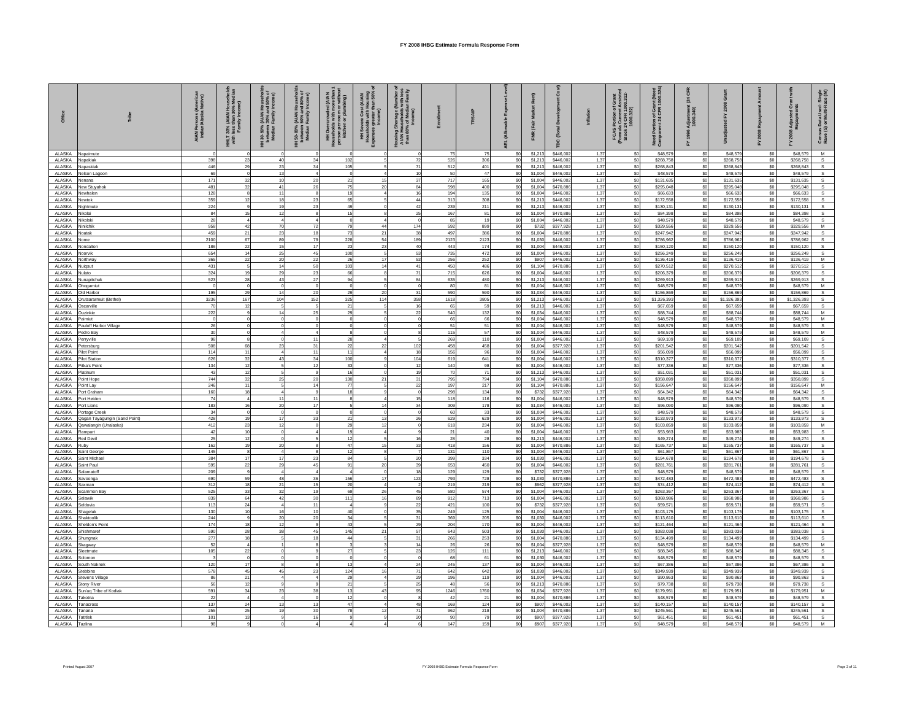# FY 2008 IHBG Estimate Formula Response Form

| Office | Tribe | AIAN Persons (American Indian/Alaska Native) | HHLT 30% (AIAN Households with less than 30% Median Family Income) | HH 30-50% (AIAN Households between 30% and 50% of Median Family Income) | HH 50-80% (AIAN Households between 50% and 80% of Median Family Income) | HH Overcrowded (AIAN Households with more than 1 person per room or without kitchen or plumbing) | HH Severe Cost (AIAN Households with Housing Expenses greater than 50% of Income) | Housing Shortage (Number of AIAN Households with less than 80% of Median Family Income) | Enrollment | TRSAIP | AEL (Allowable Expense Level) | FMR (Fair Market Rent) | TDC (Total Development Cost) | Inflation | FCAS Portion of Grant (Formula Current Assisted Stock 24 CFR 1000.312-1000.322) | Need Portion of Grant (Need Component 24 CFR 1000.324) | FY 1996 Adjustment (24 CFR 1000.340) | Unadjusted FY 2008 Grant | FY 2008 Repayment Amount | FY 2008 Adjusted Grant with Repayments | Census Data Used: Single Race (S) or Multi-Race (M) |
|---|---|---|---|---|---|---|---|---|---|---|---|---|---|---|---|---|---|---|---|---|---|
| ALASKA | Napaimute | 0 | 0 | 0 | 0 | 0 | 0 | 0 | 75 | 75 | $0 | $1,213 | $446,002 | 1.37 | $0 | $48,579 | $0 | $48,579 | $0 | $48,579 | M |
| ALASKA | Napakiak | 398 | 23 | 40 | 34 | 102 | 5 | 72 | 526 | 306 | $0 | $1,213 | $446,002 | 1.37 | $0 | $268,758 | $0 | $268,758 | $0 | $268,758 | S |
| ALASKA | Napaskiak | 446 | 29 | 23 | 34 | 105 | 5 | 71 | 512 | 401 | $0 | $1,213 | $446,002 | 1.37 | $0 | $268,843 | $0 | $268,843 | $0 | $268,843 | S |
| ALASKA | Nelson Lagoon | 69 | 0 | 13 | 4 | 0 | 4 | 10 | 50 | 47 | $0 | $1,004 | $446,002 | 1.37 | $0 | $48,579 | $0 | $48,579 | $0 | $48,579 | S |
| ALASKA | Nenana | 171 | 32 | 10 | 20 | 21 | 15 | 37 | 717 | 165 | $0 | $1,004 | $470,886 | 1.37 | $0 | $131,635 | $0 | $131,635 | $0 | $131,635 | S |
| ALASKA | New Stuyahok | 481 | 32 | 41 | 26 | 75 | 20 | 84 | 598 | 400 | $0 | $1,004 | $470,886 | 1.37 | $0 | $295,048 | $0 | $295,048 | $0 | $295,048 | S |
| ALASKA | Newhalen | 128 | 8 | 11 | 8 | 19 | 4 | 16 | 194 | 135 | $0 | $1,004 | $446,002 | 1.37 | $0 | $66,633 | $0 | $66,633 | $0 | $66,633 | S |
| ALASKA | Newtok | 359 | 12 | 18 | 23 | 65 | 5 | 44 | 313 | 308 | $0 | $1,213 | $446,002 | 1.37 | $0 | $172,558 | $0 | $172,558 | $0 | $172,558 | S |
| ALASKA | Nightmute | 224 | 9 | 19 | 23 | 49 | 0 | 42 | 239 | 211 | $0 | $1,213 | $446,002 | 1.37 | $0 | $130,131 | $0 | $130,131 | $0 | $130,131 | S |
| ALASKA | Nikolai | 84 | 15 | 12 | 8 | 15 | 8 | 25 | 167 | 81 | $0 | $1,004 | $470,886 | 1.37 | $0 | $84,398 | $0 | $84,398 | $0 | $84,398 | S |
| ALASKA | Nikolski | 28 | 4 | 4 | 4 | 0 | 4 | 0 | 85 | 19 | $0 | $1,004 | $446,002 | 1.37 | $0 | $48,579 | $0 | $48,579 | $0 | $48,579 | S |
| ALASKA | Ninilchik | 958 | 42 | 70 | 72 | 79 | 44 | 174 | 592 | 899 | $0 | $732 | $377,928 | 1.37 | $0 | $329,556 | $0 | $329,556 | $0 | $329,556 | M |
| ALASKA | Noatak | 459 | 21 | 23 | 18 | 73 | 21 | 38 | 497 | 386 | $0 | $1,004 | $470,886 | 1.37 | $0 | $247,942 | $0 | $247,942 | $0 | $247,942 | S |
| ALASKA | Nome | 2100 | 67 | 89 | 79 | 228 | 54 | 189 | 2123 | 2123 | $0 | $1,030 | $446,002 | 1.37 | $0 | $786,962 | $0 | $786,962 | $0 | $786,962 | S |
| ALASKA | Nondalton | 186 | 22 | 15 | 17 | 23 | 23 | 40 | 443 | 174 | $0 | $1,004 | $446,002 | 1.37 | $0 | $150,120 | $0 | $150,120 | $0 | $150,120 | S |
| ALASKA | Noorvik | 654 | 14 | 25 | 45 | 100 | 5 | 53 | 735 | 472 | $0 | $1,004 | $446,002 | 1.37 | $0 | $256,249 | $0 | $256,249 | $0 | $256,249 | S |
| ALASKA | Northway | 365 | 22 | 20 | 22 | 26 | 17 | 53 | 256 | 252 | $0 | $907 | $446,002 | 1.37 | $0 | $136,419 | $0 | $136,419 | $0 | $136,419 | M |
| ALASKA | Nuiqsut | 431 | 5 | 14 | 50 | 103 | 14 | 41 | 450 | 486 | $0 | $1,104 | $470,886 | 1.37 | $0 | $270,512 | $0 | $270,512 | $0 | $270,512 | S |
| ALASKA | Nulato | 324 | 19 | 29 | 23 | 66 | 8 | 71 | 715 | 626 | $0 | $1,004 | $446,002 | 1.37 | $0 | $206,379 | $0 | $206,379 | $0 | $206,379 | S |
| ALASKA | Nunapitchuk | 523 | 28 | 43 | 27 | 94 | 5 | 84 | 635 | 480 | $0 | $1,213 | $446,002 | 1.37 | $0 | $269,913 | $0 | $269,913 | $0 | $269,913 | S |
| ALASKA | Ohogamiut | 0 | 0 | 0 | 0 | 0 | 0 | 0 | 80 | 81 | $0 | $1,004 | $446,002 | 1.37 | $0 | $48,579 | $0 | $48,579 | $0 | $48,579 | M |
| ALASKA | Old Harbor | 195 | 29 | 14 | 20 | 29 | 20 | 31 | 590 | 590 | $0 | $1,034 | $446,002 | 1.37 | $0 | $156,869 | $0 | $156,869 | $0 | $156,869 | S |
| ALASKA | Orutsararmuit (Bethel) | 3236 | 167 | 104 | 152 | 325 | 114 | 358 | 1618 | 3805 | $0 | $1,213 | $446,002 | 1.37 | $0 | $1,326,393 | $0 | $1,326,393 | $0 | $1,326,393 | S |
| ALASKA | Oscarville | 70 | 12 | 5 | 5 | 21 | 5 | 16 | 65 | 59 | $0 | $1,213 | $446,002 | 1.37 | $0 | $67,659 | $0 | $67,659 | $0 | $67,659 | S |
| ALASKA | Ouzinkie | 222 | 9 | 14 | 25 | 29 | 5 | 22 | 540 | 132 | $0 | $1,034 | $446,002 | 1.37 | $0 | $88,744 | $0 | $88,744 | $0 | $88,744 | M |
| ALASKA | Paimiut | 0 | 0 | 0 | 0 | 0 | 0 | 0 | 66 | 66 | $0 | $1,004 | $446,002 | 1.37 | $0 | $48,579 | $0 | $48,579 | $0 | $48,579 | M |
| ALASKA | Pauloff Harbor Village | 26 | 0 | 0 | 0 | 0 | 0 | 0 | 51 | 51 | $0 | $1,004 | $446,002 | 1.37 | $0 | $48,579 | $0 | $48,579 | $0 | $48,579 | S |
| ALASKA | Pedro Bay | 30 | 0 | 4 | 4 | 8 | 0 | 8 | 115 | 57 | $0 | $1,004 | $446,002 | 1.37 | $0 | $48,579 | $0 | $48,579 | $0 | $48,579 | M |
| ALASKA | Perryville | 98 | 8 | 0 | 11 | 28 | 4 | 5 | 269 | 110 | $0 | $1,004 | $446,002 | 1.37 | $0 | $69,109 | $0 | $69,109 | $0 | $69,109 | S |
| ALASKA | Petersburg | 508 | 68 | 23 | 31 | 22 | 22 | 102 | 458 | 458 | $0 | $1,004 | $377,928 | 1.37 | $0 | $201,542 | $0 | $201,542 | $0 | $201,542 | S |
| ALASKA | Pilot Point | 114 | 11 | 4 | 11 | 11 | 4 | 18 | 156 | 96 | $0 | $1,004 | $446,002 | 1.37 | $0 | $56,099 | $0 | $56,099 | $0 | $56,099 | S |
| ALASKA | Pilot Station | 626 | 32 | 43 | 34 | 100 | 9 | 104 | 619 | 641 | $0 | $1,213 | $446,002 | 1.37 | $0 | $310,377 | $0 | $310,377 | $0 | $310,377 | S |
| ALASKA | Pitka's Point | 134 | 12 | 5 | 12 | 33 | 0 | 12 | 140 | 98 | $0 | $1,213 | $446,002 | 1.37 | $0 | $77,336 | $0 | $77,336 | $0 | $77,336 | S |
| ALASKA | Platinum | 43 | 12 | 5 | 9 | 16 | 0 | 19 | 70 | 71 | $0 | $1,213 | $446,002 | 1.37 | $0 | $51,031 | $0 | $51,031 | $0 | $51,031 | S |
| ALASKA | Point Hope | 744 | 32 | 25 | 20 | 130 | 21 | 31 | 795 | 794 | $0 | $1,104 | $470,886 | 1.37 | $0 | $358,899 | $0 | $358,899 | $0 | $358,899 | S |
| ALASKA | Point Lay | 246 | 11 | 5 | 14 | 77 | 5 | 22 | 197 | 217 | $0 | $1,104 | $470,886 | 1.37 | $0 | $156,647 | $0 | $156,647 | $0 | $156,647 | M |
| ALASKA | Port Graham | 160 | 18 | 4 | 9 | 18 | 9 | 0 | 298 | 134 | $0 | $732 | $377,928 | 1.37 | $0 | $64,342 | $0 | $64,342 | $0 | $64,342 | S |
| ALASKA | Port Heiden | 74 | 4 | 11 | 11 | 8 | 4 | 15 | 118 | 116 | $0 | $1,004 | $446,002 | 1.37 | $0 | $48,579 | $0 | $48,579 | $0 | $48,579 | S |
| ALASKA | Port Lions | 183 | 16 | 20 | 17 | 5 | 14 | 34 | 309 | 178 | $0 | $1,034 | $446,002 | 1.37 | $0 | $96,090 | $0 | $96,090 | $0 | $96,090 | S |
| ALASKA | Portage Creek | 34 | 0 | 0 | 0 | 0 | 0 | 0 | 60 | 33 | $0 | $1,004 | $446,002 | 1.37 | $0 | $48,579 | $0 | $48,579 | $0 | $48,579 | S |
| ALASKA | Qagan Tayagungin (Sand Point) | 428 | 19 | 17 | 33 | 21 | 13 | 26 | 629 | 629 | $0 | $1,004 | $446,002 | 1.37 | $0 | $133,973 | $0 | $133,973 | $0 | $133,973 | S |
| ALASKA | Qawalangin (Unalaska) | 412 | 23 | 12 | 0 | 29 | 12 | 0 | 618 | 234 | $0 | $1,004 | $446,002 | 1.37 | $0 | $103,859 | $0 | $103,859 | $0 | $103,859 | M |
| ALASKA | Rampart | 42 | 10 | 0 | 4 | 19 | 4 | 9 | 21 | 40 | $0 | $1,004 | $446,002 | 1.37 | $0 | $53,983 | $0 | $53,983 | $0 | $53,983 | S |
| ALASKA | Red Devil | 25 | 12 | 0 | 5 | 12 | 5 | 16 | 28 | 28 | $0 | $1,213 | $446,002 | 1.37 | $0 | $49,274 | $0 | $49,274 | $0 | $49,274 | S |
| ALASKA | Ruby | 162 | 19 | 20 | 8 | 47 | 15 | 33 | 418 | 156 | $0 | $1,004 | $470,886 | 1.37 | $0 | $165,737 | $0 | $165,737 | $0 | $165,737 | S |
| ALASKA | Saint George | 145 | 8 | 4 | 8 | 12 | 8 | 7 | 131 | 110 | $0 | $1,004 | $446,002 | 1.37 | $0 | $61,867 | $0 | $61,867 | $0 | $61,867 | S |
| ALASKA | Saint Michael | 384 | 17 | 17 | 23 | 84 | 5 | 20 | 399 | 334 | $0 | $1,030 | $446,002 | 1.37 | $0 | $194,678 | $0 | $194,678 | $0 | $194,678 | S |
| ALASKA | Saint Paul | 595 | 22 | 29 | 45 | 91 | 20 | 39 | 653 | 450 | $0 | $1,004 | $446,002 | 1.37 | $0 | $281,761 | $0 | $281,761 | $0 | $281,761 | S |
| ALASKA | Salamatoff | 209 | 9 | 4 | 4 | 4 | 0 | 18 | 129 | 129 | $0 | $732 | $377,928 | 1.37 | $0 | $48,579 | $0 | $48,579 | $0 | $48,579 | S |
| ALASKA | Savoonga | 690 | 59 | 48 | 36 | 156 | 17 | 123 | 793 | 728 | $0 | $1,030 | $470,886 | 1.37 | $0 | $472,483 | $0 | $472,483 | $0 | $472,483 | S |
| ALASKA | Saxman | 312 | 18 | 21 | 15 | 20 | 4 | 2 | 219 | 219 | $0 | $962 | $377,928 | 1.37 | $0 | $74,412 | $0 | $74,412 | $0 | $74,412 | S |
| ALASKA | Scammon Bay | 525 | 33 | 32 | 19 | 69 | 26 | 45 | 580 | 574 | $0 | $1,004 | $446,002 | 1.37 | $0 | $263,367 | $0 | $263,367 | $0 | $263,367 | S |
| ALASKA | Selawik | 839 | 64 | 42 | 30 | 111 | 16 | 89 | 912 | 713 | $0 | $1,004 | $470,886 | 1.37 | $0 | $368,986 | $0 | $368,986 | $0 | $368,986 | S |
| ALASKA | Seldovia | 113 | 24 | 4 | 11 | 4 | 9 | 22 | 421 | 100 | $0 | $732 | $377,928 | 1.37 | $0 | $59,571 | $0 | $59,571 | $0 | $59,571 | S |
| ALASKA | Shageluk | 130 | 10 | 16 | 10 | 40 | 0 | 35 | 249 | 125 | $0 | $1,004 | $446,002 | 1.37 | $0 | $103,175 | $0 | $103,175 | $0 | $103,175 | S |
| ALASKA | Shaktoolik | 244 | 9 | 20 | 20 | 34 | 5 | 31 | 369 | 205 | $0 | $1,030 | $446,002 | 1.37 | $0 | $113,610 | $0 | $113,610 | $0 | $113,610 | S |
| ALASKA | Sheldon's Point | 174 | 18 | 12 | 9 | 43 | 5 | 29 | 204 | 170 | $0 | $1,004 | $446,002 | 1.37 | $0 | $121,464 | $0 | $121,464 | $0 | $121,464 | S |
| ALASKA | Shishmaref | 590 | 28 | 38 | 45 | 145 | 21 | 57 | 643 | 503 | $0 | $1,030 | $446,002 | 1.37 | $0 | $383,038 | $0 | $383,038 | $0 | $383,038 | S |
| ALASKA | Shungnak | 277 | 18 | 5 | 18 | 44 | 5 | 31 | 266 | 253 | $0 | $1,004 | $470,886 | 1.37 | $0 | $134,499 | $0 | $134,499 | $0 | $134,499 | S |
| ALASKA | Skagway | 52 | 4 | 1 | 8 | 3 | 3 | 14 | 26 | 26 | $0 | $1,004 | $377,928 | 1.37 | $0 | $48,579 | $0 | $48,579 | $0 | $48,579 | M |
| ALASKA | Sleetmute | 105 | 22 | 0 | 9 | 27 | 5 | 23 | 126 | 111 | $0 | $1,213 | $446,002 | 1.37 | $0 | $88,345 | $0 | $88,345 | $0 | $88,345 | S |
| ALASKA | Solomon | 3 | 0 | 0 | 0 | 0 | 0 | 0 | 68 | 61 | $0 | $1,030 | $446,002 | 1.37 | $0 | $48,579 | $0 | $48,579 | $0 | $48,579 | S |
| ALASKA | South Naknek | 120 | 17 | 8 | 8 | 13 | 4 | 24 | 245 | 137 | $0 | $1,004 | $446,002 | 1.37 | $0 | $67,386 | $0 | $67,386 | $0 | $67,386 | S |
| ALASKA | Stebbins | 578 | 45 | 45 | 23 | 124 | 16 | 71 | 642 | 642 | $0 | $1,030 | $446,002 | 1.37 | $0 | $349,939 | $0 | $349,939 | $0 | $349,939 | S |
| ALASKA | Stevens Village | 86 | 21 | 4 | 4 | 29 | 4 | 29 | 196 | 119 | $0 | $1,004 | $446,002 | 1.37 | $0 | $90,863 | $0 | $90,863 | $0 | $90,863 | S |
| ALASKA | Stony River | 56 | 12 | 9 | 9 | 21 | 5 | 25 | 48 | 56 | $0 | $1,213 | $470,886 | 1.37 | $0 | $79,738 | $0 | $79,738 | $0 | $79,738 | S |
| ALASKA | Sun'aq Tribe of Kodiak | 591 | 34 | 23 | 38 | 13 | 43 | 95 | 1246 | 1760 | $0 | $1,034 | $377,928 | 1.37 | $0 | $179,951 | $0 | $179,951 | $0 | $179,951 | M |
| ALASKA | Takotna | 22 | 4 | 4 | 0 | 12 | 0 | 8 | 42 | 21 | $0 | $1,004 | $470,886 | 1.37 | $0 | $48,579 | $0 | $48,579 | $0 | $48,579 | S |
| ALASKA | Tanacross | 137 | 24 | 13 | 13 | 47 | 4 | 48 | 169 | 124 | $0 | $907 | $446,002 | 1.37 | $0 | $140,157 | $0 | $140,157 | $0 | $140,157 | S |
| ALASKA | Tanana | 255 | 25 | 19 | 30 | 78 | 12 | 71 | 962 | 218 | $0 | $1,004 | $470,886 | 1.37 | $0 | $245,561 | $0 | $245,561 | $0 | $245,561 | S |
| ALASKA | Tatitlek | 101 | 13 | 9 | 16 | 9 | 9 | 20 | 90 | 79 | $0 | $907 | $377,928 | 1.37 | $0 | $61,451 | $0 | $61,451 | $0 | $61,451 | S |
| ALASKA | Tazlina | 98 | 9 | 0 | 4 | 4 | 4 | 6 | 147 | 159 | $0 | $907 | $377,928 | 1.37 | $0 | $48,579 | $0 | $48,579 | $0 | $48,579 | M |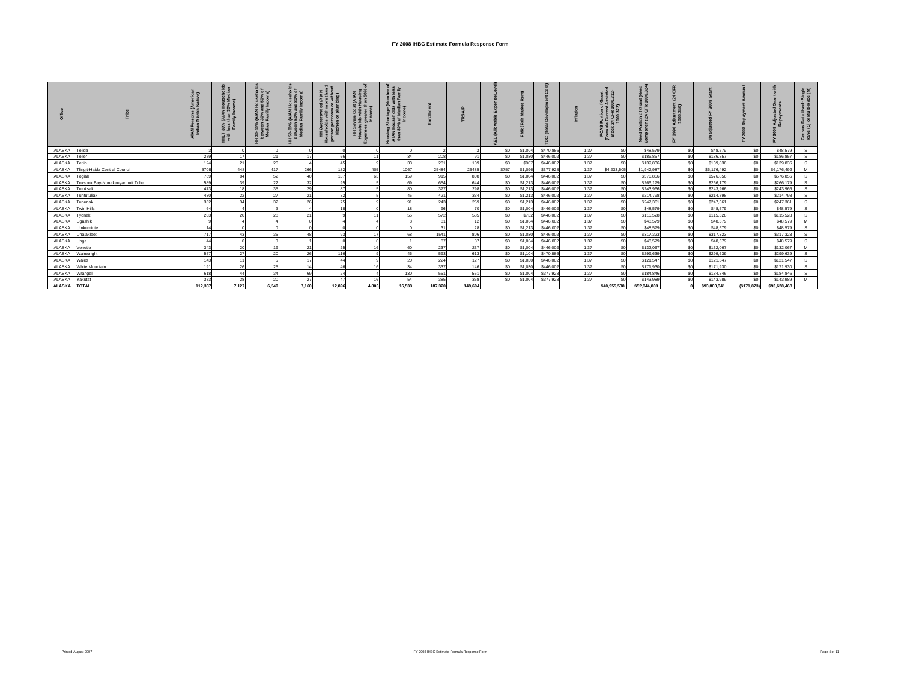# FY 2008 IHBG Estimate Formula Response Form

| Office | Tribe | AIAN Persons (American Indian/Alaska Native) | HHLT 30% (AIAN Households with less than 30% Median Family Income) | HH 30-50% (AIAN Households between 30% and 50% of Median Family Income) | HH 50-80% (AIAN Households between 50% and 80% of Median Family Income) | HH Overcrowded (AIAN Households with more than 1 person per room or without kitchen or plumbing) | HH Severe Cost (AIAN Households with Housing Expenses greater than 50% of Income) | Housing Shortage (Number of AIAN Households with less than 80% of Median Family Income) | Enrollment | TRSAIP | AEL (Allowable Expense Level) | FMR (Fair Market Rent) | TDC (Total Development Cost) | Inflation | FCAS Portion of Grant (Formula Current Assisted Stock 24 CFR 1000.312-1000.322) | Need Portion of Grant (Need Component 24 CFR 1000.324) | FY 1996 Adjustment (24 CFR 1000.340) | Unadjusted FY 2008 Grant | FY 2008 Repayment Amount | FY 2008 Adjusted Grant with Repayments | Census Data Used: Single Rave (S) or Multi-Race (M) |
|---|---|---|---|---|---|---|---|---|---|---|---|---|---|---|---|---|---|---|---|---|---|
| ALASKA | Telida | 3 | 0 | 0 | 0 | 0 | 0 | 0 | 2 | 3 | $0 | $1,004 | $470,886 | 1.37 | $0 | $48,579 | $0 | $48,579 | $0 | $48,579 | S |
| ALASKA | Teller | 279 | 17 | 21 | 17 | 66 | 11 | 34 | 208 | 91 | $0 | $1,030 | $446,002 | 1.37 | $0 | $186,857 | $0 | $186,857 | $0 | $186,857 | S |
| ALASKA | Tetlin | 124 | 21 | 20 | 4 | 45 | 9 | 33 | 281 | 109 | $0 | $907 | $446,002 | 1.37 | $0 | $139,836 | $0 | $139,836 | $0 | $139,836 | S |
| ALASKA | Tlingit-Haida Central Council | 5708 | 448 | 417 | 266 | 182 | 405 | 1067 | 25484 | 25485 | $757 | $1,096 | $377,928 | 1.37 | $4,233,505 | $1,942,987 | $0 | $6,176,492 | $0 | $6,176,492 | M |
| ALASKA | Togiak | 769 | 84 | 52 | 40 | 137 | 63 | 159 | 915 | 808 | $0 | $1,004 | $446,002 | 1.37 | $0 | $576,856 | $0 | $576,856 | $0 | $576,856 | S |
| ALASKA | Toksook Bay-Nunakauyarmuit Tribe | 589 | 39 | 22 | 32 | 95 | 5 | 69 | 654 | 644 | $0 | $1,213 | $446,002 | 1.37 | $0 | $266,179 | $0 | $266,179 | $0 | $266,179 | S |
| ALASKA | Tuluksak | 473 | 18 | 35 | 29 | 87 | 5 | 80 | 377 | 298 | $0 | $1,213 | $446,002 | 1.37 | $0 | $243,966 | $0 | $243,966 | $0 | $243,966 | S |
| ALASKA | Tuntutuliak | 430 | 22 | 27 | 21 | 82 | 5 | 45 | 421 | 334 | $0 | $1,213 | $446,002 | 1.37 | $0 | $214,798 | $0 | $214,798 | $0 | $214,798 | S |
| ALASKA | Tununak | 362 | 34 | 32 | 26 | 75 | 9 | 91 | 243 | 259 | $0 | $1,213 | $446,002 | 1.37 | $0 | $247,361 | $0 | $247,361 | $0 | $247,361 | S |
| ALASKA | Twin Hills | 64 | 4 | 9 | 4 | 18 | 0 | 18 | 96 | 70 | $0 | $1,004 | $446,002 | 1.37 | $0 | $48,579 | $0 | $48,579 | $0 | $48,579 | S |
| ALASKA | Tyonek | 203 | 20 | 28 | 21 | 9 | 11 | 55 | 572 | 585 | $0 | $732 | $446,002 | 1.37 | $0 | $115,528 | $0 | $115,528 | $0 | $115,528 | S |
| ALASKA | Ugashik | 9 | 4 | 4 | 0 | 4 | 4 | 8 | 81 | 12 | $0 | $1,004 | $446,002 | 1.37 | $0 | $48,579 | $0 | $48,579 | $0 | $48,579 | M |
| ALASKA | Umkumiute | 14 | 0 | 0 | 0 | 0 | 0 | 0 | 31 | 28 | $0 | $1,213 | $446,002 | 1.37 | $0 | $48,579 | $0 | $48,579 | $0 | $48,579 | S |
| ALASKA | Unalakleet | 717 | 43 | 35 | 48 | 93 | 17 | 68 | 1541 | 806 | $0 | $1,030 | $446,002 | 1.37 | $0 | $317,323 | $0 | $317,323 | $0 | $317,323 | S |
| ALASKA | Unga | 44 | 0 | 0 | 1 | 0 | 0 | 1 | 87 | 87 | $0 | $1,004 | $446,002 | 1.37 | $0 | $48,579 | $0 | $48,579 | $0 | $48,579 | S |
| ALASKA | Venetie | 343 | 20 | 19 | 21 | 25 | 16 | 60 | 237 | 237 | $0 | $1,004 | $446,002 | 1.37 | $0 | $132,067 | $0 | $132,067 | $0 | $132,067 | M |
| ALASKA | Wainwright | 557 | 27 | 20 | 26 | 116 | 9 | 46 | 593 | 613 | $0 | $1,104 | $470,886 | 1.37 | $0 | $299,639 | $0 | $299,639 | $0 | $299,639 | S |
| ALASKA | Wales | 143 | 11 | 5 | 17 | 44 | 9 | 20 | 224 | 127 | $0 | $1,030 | $446,002 | 1.37 | $0 | $121,547 | $0 | $121,547 | $0 | $121,547 | S |
| ALASKA | White Mountain | 191 | 26 | 25 | 14 | 46 | 16 | 34 | 337 | 146 | $0 | $1,030 | $446,002 | 1.37 | $0 | $171,930 | $0 | $171,930 | $0 | $171,930 | S |
| ALASKA | Wrangell | 618 | 44 | 34 | 69 | 24 | 4 | 130 | 551 | 551 | $0 | $1,004 | $377,928 | 1.37 | $0 | $184,846 | $0 | $184,846 | $0 | $184,846 | S |
| ALASKA | Yakutat | 373 | 28 | 20 | 27 | 47 | 16 | 54 | 385 | 358 | $0 | $1,004 | $377,928 | 1.37 | $0 | $143,989 | $0 | $143,989 | $0 | $143,989 | M |
| **ALASKA** | **TOTAL** | **112,337** | **7,127** | **6,549** | **7,160** | **12,896** | **4,803** | **16,533** | **187,320** | **149,694** | | | | | **$40,955,538** | **$52,844,803** | **0** | **$93,800,341** | **($171,873)** | **$93,628,468** | |

Printed August 2007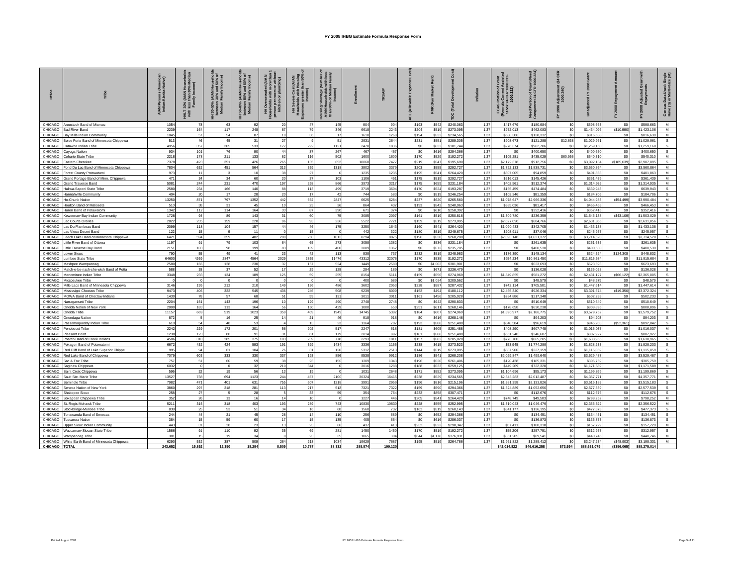# FY 2008 IHBG Estimate Formula Response Form

| Office | Tribe | AIAN Persons (American Indian/Alaska Native) | HHLT 30% (AIAN Households with less than 30% Median Family Income) | HH 30-50% (AIAN Households between 30% and 50% of Median Family Income) | HH 50-80% (AIAN Households between 50% and 80% of Median Family Income) | HH Overcrowded (AIAN Households with more than 1 person per room or without kitchen or plumbing) | HH Severe Cost (AIAN Households with Housing Expenses greater than 50% of Income) | Housing Shortage (Number of AIAN Households with less than 80% of Median Family Income) | Enrollment | TRSAIP | AEL (Allowable Expense Level) | FMR (Fair Market Rent) | TDC (Total Development Cost) | Inflation | FCAS Portion of Grant (Formula Current Assisted Stock 24 CFR 1000.312-1000.322) | Need Portion of Grant (Need Component 24 CFR 1000.324) | FY 1996 Adjustment (24 CFR 1000.340) | Unadjusted FY 2008 Grant | FY 2008 Repayment Amount | FY 2008 Adjusted Grant with Repayments | Census Data Used: Single Race (S) or Multi-Race (M) |
|---|---|---|---|---|---|---|---|---|---|---|---|---|---|---|---|---|---|---|---|---|---|
| CHICAGO | Aroostook Band of Micmac | 1054 | 78 | 63 | 92 | 20 | 47 | 145 | 904 | 904 | $193 | $542 | $240,063 | 1.37 | $417,679 | $180,984 | $0 | $598,663 | $0 | $598,663 | M |
| CHICAGO | Bad River Band | 2239 | 164 | 117 | 248 | 87 | 79 | 346 | 6618 | 2243 | $204 | $519 | $273,095 | 1.37 | $972,013 | $462,083 | $0 | $1,434,096 | ($10,990) | $1,423,106 | M |
| CHICAGO | Bay Mills Indian Community | 1045 | 57 | 54 | 87 | 19 | 36 | 17 | 1610 | 1268 | $194 | $532 | $234,565 | 1.37 | $688,306 | $128,332 | $0 | $816,638 | $0 | $816,638 | M |
| CHICAGO | Boise Forte Band of Minnesota Chippewa | 513 | 46 | 45 | 31 | 27 | 9 | 51 | 2931 | 2644 | $231 | $551 | $289,305 | 1.37 | $908,673 | $121,288 | $0 | $1,029,961 | $0 | $1,029,961 | S |
| CHICAGO | Catawba Indian Tribe | 4958 | 357 | 305 | 533 | 177 | 292 | 1121 | 2478 | 1836 | $0 | $632 | $181,744 | 1.37 | $276,374 | $982,786 | $0 | $1,259,160 | $0 | $1,259,160 | S |
| CHICAGO | Cayuga Nation | 934 | 101 | 76 | 90 | 44 | 87 | 267 | 467 | 467 | $0 | $616 | $294,366 | 1.37 | $0 | $400,650 | $0 | $400,650 | $0 | $400,650 | S |
| CHICAGO | Coharie State Tribe | 2218 | 178 | 211 | 133 | 82 | 116 | 502 | 1600 | 1600 | $170 | $529 | $192,272 | 1.37 | $105,281 | $435,029 | $60,956 | $540,310 | $0 | $540,310 | M |
| CHICAGO | Eastern Cherokee | 7378 | 423 | 351 | 426 | 265 | 135 | 652 | 18868 | 7477 | $219 | $547 | $195,690 | 1.37 | $2,179,378 | $912,756 | $0 | $3,092,134 | ($185,039) | $2,907,095 | S |
| CHICAGO | Fond Du Lac Band of Minnesota Chippewa | 7804 | 632 | 451 | 564 | 313 | 359 | 1318 | 3902 | 3379 | $203 | $555 | $292,727 | 1.37 | $1,722,133 | $1,838,731 | $0 | $3,560,864 | $0 | $3,560,864 | M |
| CHICAGO | Forest County Potawatami | 973 | 11 | 3 | 10 | 38 | 27 | 0 | 1235 | 1235 | $195 | $541 | $264,420 | 1.37 | $307,005 | $94,859 | $0 | $401,863 | $0 | $401,863 | M |
| CHICAGO | Grand Portage Band of Minn. Chippewa | 471 | 34 | 34 | 60 | 20 | 37 | 103 | 1106 | 451 | $175 | $519 | $292,727 | 1.37 | $216,013 | $145,426 | $0 | $361,439 | $0 | $361,439 | M |
| CHICAGO | Grand Traverse Band | 5081 | 244 | 231 | 470 | 197 | 258 | 866 | 3973 | 3217 | $175 | $659 | $231,184 | 1.37 | $402,561 | $912,374 | $0 | $1,314,935 | $0 | $1,314,935 | M |
| CHICAGO | Haliwa-Saponi State Tribe | 2580 | 234 | 166 | 140 | 88 | 113 | 499 | 3719 | 3604 | $170 | $524 | $193,287 | 1.37 | $165,459 | $474,484 | $0 | $639,943 | $0 | $639,943 | S |
| CHICAGO | Hannahville Community | 404 | 20 | 17 | 28 | 20 | 17 | 42 | 744 | 583 | $0 | $519 | $246,254 | 1.37 | $103,346 | $81,359 | $0 | $184,706 | $0 | $184,706 | S |
| CHICAGO | Ho-Chunk Nation | 13250 | 871 | 797 | 1352 | 442 | 662 | 2847 | 6625 | 6284 | $237 | $620 | $265,560 | 1.37 | $1,078,647 | $2,966,336 | $0 | $4,044,983 | ($54,499) | $3,990,484 | M |
| CHICAGO | Houlton Band of Maliseets | 510 | 38 | 31 | 45 | 10 | 23 | 36 | 864 | 437 | $193 | $542 | $240,063 | 1.37 | $385,036 | $81,417 | $0 | $466,453 | $0 | $466,453 | M |
| CHICAGO | Huron Band of Potawatomi | 1342 | 112 | 114 | 164 | 33 | 87 | 390 | 671 | 374 | $0 | $610 | $258,392 | 1.37 | $0 | $352,416 | $0 | $352,416 | $0 | $352,416 | M |
| CHICAGO | Keweenaw Bay Indian Community | 1728 | 94 | 89 | 143 | 31 | 60 | 75 | 3085 | 2097 | $161 | $519 | $250,816 | 1.37 | $1,309,780 | $236,359 | $0 | $1,546,138 | ($43,109) | $1,503,029 | M |
| CHICAGO | Lac Courte Oreilles | 2822 | 235 | 159 | 228 | 96 | 93 | 236 | 5522 | 7721 | $159 | $519 | $273,095 | 1.37 | $2,027,090 | $604,766 | $0 | $2,631,856 | $0 | $2,631,856 | S |
| CHICAGO | Lac Du Flambeau Band | 2099 | 118 | 104 | 157 | 44 | 46 | 175 | 3250 | 1643 | $160 | $541 | $264,420 | 1.37 | $1,090,433 | $342,705 | $0 | $1,433,138 | $0 | $1,433,138 | S |
| CHICAGO | Lac Vieux Desert Band | 122 | 15 | 9 | 11 | 0 | 15 | 0 | 442 | 322 | $180 | $519 | $249,675 | 1.37 | $208,911 | $37,046 | $0 | $245,957 | $0 | $245,957 | S |
| CHICAGO | Leech Lake Band of Minnesota Chippewa | 6421 | 594 | 359 | 482 | 280 | 260 | 1013 | 8294 | 8875 | $196 | $530 | $268,208 | 1.37 | $2,093,148 | $1,621,372 | $0 | $3,714,520 | $0 | $3,714,520 | S |
| CHICAGO | Little River Band of Ottawa | 1197 | 91 | 79 | 103 | 64 | 65 | 273 | 3058 | 1382 | $0 | $536 | $231,184 | 1.37 | $0 | $261,635 | $0 | $261,635 | $0 | $261,635 | M |
| CHICAGO | Little Traverse Bay Band | 2151 | 103 | 98 | 199 | 83 | 109 | 400 | 3889 | 1362 | $0 | $572 | $235,705 | 1.37 | $0 | $400,530 | $0 | $400,530 | $0 | $400,530 | M |
| CHICAGO | Lower Sioux | 790 | 55 | 49 | 41 | 23 | 42 | 113 | 838 | 737 | $232 | $519 | $248,983 | 1.37 | $176,390 | $148,134 | $0 | $324,524 | $124,308 | $448,832 | M |
| CHICAGO | Lumbee State Tribe | 64600 | 4269 | 2847 | 4564 | 2029 | 2855 | 11476 | 43312 | 32076 | $170 | $535 | $192,272 | 1.37 | $954,234 | $10,861,450 | $0 | $11,815,684 | $0 | $11,815,684 | S |
| CHICAGO | Mashpee Wampanoag | 2580 | 166 | 128 | 230 | 37 | 157 | 524 | 1449 | 2580 | $0 | $1,003 | $301,901 | 1.37 | $0 | $623,693 | $0 | $623,693 | $0 | $623,693 | M |
| CHICAGO | Match-e-be-nash-she-wish Band of Potta | 588 | 38 | 37 | 52 | 17 | 29 | 128 | 294 | 189 | $0 | $671 | $236,479 | 1.37 | $0 | $136,028 | $0 | $136,028 | $0 | $136,028 | S |
| CHICAGO | Menominee Indian Tribe | 3348 | 233 | 134 | 189 | 125 | 59 | 255 | 8154 | 5111 | $159 | $556 | $274,969 | 1.37 | $1,849,855 | $581,272 | $0 | $2,431,127 | ($66,122) | $2,365,005 | S |
| CHICAGO | Miccosukee Tribe | 0 | 0 | 0 | 0 | 0 | 0 | 0 | 400 | 589 | $0 | $1,054 | $209,562 | 1.37 | $0 | $48,579 | $0 | $48,579 | $0 | $48,579 | M |
| CHICAGO | Mille Lacs Band of Minnesota Chippewa | 3146 | 195 | 212 | 210 | 149 | 136 | 486 | 3602 | 2053 | $228 | $587 | $287,432 | 1.37 | $742,114 | $705,501 | $0 | $1,447,614 | $0 | $1,447,614 | M |
| CHICAGO | Mississippi Choctaw Tribe | 9473 | 406 | 322 | 545 | 436 | 246 | 508 | 9239 | 8099 | $152 | $494 | $180,112 | 1.37 | $2,465,340 | $926,334 | $0 | $3,391,674 | ($19,350) | $3,372,324 | M |
| CHICAGO | MOWA Band of Choctaw Indians | 1430 | 78 | 57 | 68 | 51 | 59 | 131 | 3011 | 3011 | $161 | $456 | $205,028 | 1.37 | $284,886 | $217,348 | $0 | $502,233 | $0 | $502,233 | S |
| CHICAGO | Narragansett Tribe | 2204 | 151 | 143 | 196 | 10 | 129 | 490 | 2748 | 2748 | $0 | $942 | $290,833 | 1.37 | $0 | $510,649 | $0 | $510,649 | $0 | $510,649 | M |
| CHICAGO | Oneida Nation of New York | 2000 | 183 | 113 | 164 | 56 | 160 | 429 | 1000 | 650 | $251 | $611 | $268,146 | 1.37 | $178,658 | $630,238 | $0 | $808,896 | $0 | $808,896 | S |
| CHICAGO | Oneida Tribe | 11157 | 669 | 519 | 1023 | 359 | 409 | 1949 | 14745 | 5382 | $184 | $607 | $274,969 | 1.37 | $1,390,977 | $2,188,775 | $0 | $3,579,752 | $0 | $3,579,752 | M |
| CHICAGO | Onondaga Nation | 872 | 5 | 16 | 25 | 14 | 21 | 46 | 918 | 918 | $0 | $616 | $268,146 | 1.37 | $0 | $94,203 | $0 | $94,203 | $0 | $94,203 | S |
| CHICAGO | Passamaquoddy Indian Tribe | 618 | 54 | 48 | 53 | 4 | 13 | 23 | 1364 | 707 | $193 | $588 | $251,488 | 1.37 | $848,584 | $96,619 | $0 | $945,203 | ($52,361) | $892,842 | S |
| CHICAGO | Penobscot Tribe | 2242 | 229 | 172 | 201 | 56 | 202 | 517 | 2247 | 618 | $181 | $605 | $251,488 | 1.37 | $408,290 | $607,748 | $0 | $1,016,037 | $0 | $1,016,037 | M |
| CHICAGO | Pleasant Point | 1238 | 123 | 80 | 91 | 31 | 61 | 179 | 2014 | 897 | $181 | $588 | $251,488 | 1.37 | $561,240 | $246,687 | $0 | $807,927 | $0 | $807,927 | M |
| CHICAGO | Poarch Band of Creek Indians | 4586 | 310 | 285 | 375 | 103 | 239 | 778 | 2293 | 1811 | $157 | $582 | $205,028 | 1.37 | $773,760 | $865,205 | $0 | $1,638,965 | $0 | $1,638,965 | S |
| CHICAGO | Pokagon Band of Potawatomi | 6672 | 432 | 424 | 593 | 191 | 329 | 1434 | 3336 | 1155 | $238 | $615 | $273,523 | 1.37 | $53,945 | $1,774,289 | $0 | $1,828,233 | $0 | $1,828,233 | S |
| CHICAGO | Red Cliff Band of Lake Superior Chippe | 995 | 94 | 61 | 104 | 26 | 31 | 120 | 5312 | 2513 | $144 | $519 | $273,095 | 1.37 | $887,900 | $227,159 | $0 | $1,115,059 | $0 | $1,115,059 | S |
| CHICAGO | Red Lake Band of Chippewa | 7079 | 603 | 333 | 330 | 337 | 193 | 856 | 9538 | 9912 | $186 | $541 | $268,208 | 1.37 | $2,029,847 | $1,499,640 | $0 | $3,529,487 | $0 | $3,529,487 | S |
| CHICAGO | Sac & Fox Tribe | 757 | 51 | 60 | 59 | 38 | 23 | 150 | 1309 | 1343 | $196 | $520 | $261,406 | 1.37 | $120,428 | $185,331 | $0 | $305,759 | $0 | $305,759 | S |
| CHICAGO | Saginaw Chippewa | 6032 | 0 | 0 | 0 | 210 | 344 | 0 | 3016 | 1288 | $188 | $533 | $259,125 | 1.37 | $449,269 | $722,320 | $0 | $1,171,589 | $0 | $1,171,589 | M |
| CHICAGO | Saint Croix Chippewa | 596 | 32 | 19 | 56 | 13 | 19 | 0 | 1031 | 2648 | $171 | $552 | $273,095 | 1.37 | $1,104,696 | $95,173 | $0 | $1,199,869 | $0 | $1,199,869 | S |
| CHICAGO | Sault Ste. Marie Tribe | 13527 | 738 | 694 | 1123 | 244 | 467 | 2100 | 30324 | 16415 | $238 | $529 | $234,565 | 1.37 | $2,345,283 | $2,012,487 | $0 | $4,357,771 | $0 | $4,357,771 | M |
| CHICAGO | Seminole Tribe | 7982 | 471 | 401 | 631 | 755 | 607 | 1218 | 3991 | 2959 | $196 | $816 | $215,196 | 1.37 | $1,381,358 | $2,133,826 | $0 | $3,515,183 | $0 | $3,515,183 | S |
| CHICAGO | Seneca Nation of New York | 3860 | 297 | 218 | 281 | 113 | 217 | 512 | 7321 | 7322 | $159 | $590 | $294,366 | 1.37 | $1,524,889 | $1,052,650 | $0 | $2,577,539 | $0 | $2,577,539 | S |
| CHICAGO | Shakopee Sioux | 258 | 27 | 5 | 28 | 5 | 33 | 59 | 354 | 764 | $232 | $858 | $307,471 | 1.37 | $0 | $112,676 | $0 | $112,676 | $0 | $112,676 | S |
| CHICAGO | Sokagoan Chippewa Tribe | 352 | 26 | 13 | 16 | 14 | 10 | 0 | 1227 | 446 | $205 | $541 | $264,420 | 1.37 | $748,749 | $49,503 | $0 | $798,252 | $0 | $798,252 | M |
| CHICAGO | St. Regis Mohawk Tribe | 5211 | 315 | 318 | 403 | 193 | 289 | 743 | 10830 | 10830 | $228 | $555 | $252,995 | 1.37 | $1,310,043 | $1,046,479 | $0 | $2,356,522 | $0 | $2,356,522 | M |
| CHICAGO | Stockbridge-Munsee Tribe | 838 | 25 | 53 | 51 | 34 | 16 | 68 | 1560 | 737 | $162 | $519 | $260,143 | 1.37 | $341,177 | $136,195 | $0 | $477,373 | $0 | $477,373 | S |
| CHICAGO | Tonawanda Band of Senecas | 244 | 44 | 21 | 45 | 28 | 14 | 110 | 256 | 689 | $0 | $652 | $294,366 | 1.37 | $0 | $134,451 | $0 | $134,451 | $0 | $134,451 | S |
| CHICAGO | Tuscarora Nation | 384 | 15 | 59 | 60 | 17 | 15 | 135 | 405 | 664 | $0 | $616 | $286,037 | 1.37 | $0 | $136,873 | $0 | $136,873 | $0 | $136,873 | S |
| CHICAGO | Upper Sioux Indian Community | 443 | 31 | 28 | 23 | 13 | 23 | 66 | 437 | 413 | $232 | $522 | $298,347 | 1.37 | $57,411 | $100,318 | $0 | $157,729 | $0 | $157,729 | M |
| CHICAGO | Waccamaw Siouan State Tribe | 1586 | 91 | 110 | 92 | 35 | 69 | 281 | 1450 | 1450 | $170 | $519 | $192,272 | 1.37 | $55,206 | $257,751 | $0 | $312,957 | $0 | $312,957 | S |
| CHICAGO | Wampanoag Tribe | 381 | 15 | 19 | 34 | 0 | 23 | 35 | 1065 | 304 | $644 | $1,178 | $376,931 | 1.37 | $351,205 | $89,541 | $0 | $440,746 | $0 | $440,746 | M |
| CHICAGO | White Earth Band of Minnesota Chippewa | 6290 | 532 | 387 | 509 | 264 | 218 | 1034 | 19629 | 7687 | $195 | $519 | $264,786 | 1.37 | $1,961,822 | $1,285,412 | $0 | $3,247,234 | ($48,903) | $3,198,331 | M |
| CHICAGO | TOTAL | 243,652 | 15,852 | 12,350 | 18,294 | 8,509 | 10,787 | 38,332 | 285,874 | 199,120 | | | | | $42,014,822 | $46,616,258 | $73,594 | $88,631,079 | ($356,065) | $88,275,014 | |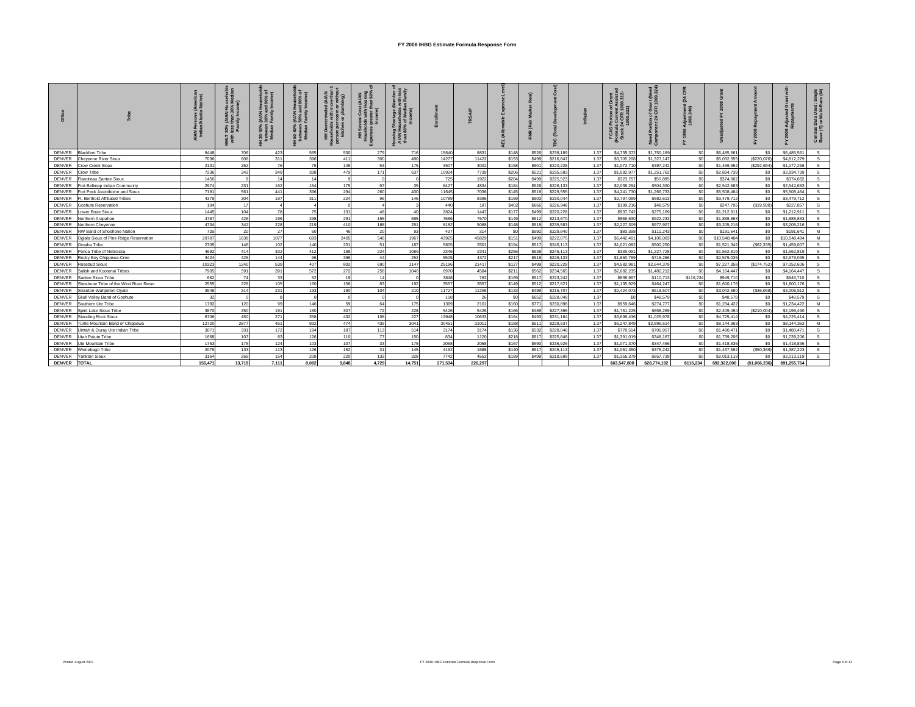# FY 2008 IHBG Estimate Formula Response Form

| Office | Tribe | AIAN Persons (American Indian/Alaska Native) | HHLT 30% (AIAN Households with less than 30% Median Family Income) | HH 30-50% (AIAN Households between 30% and 50% of Median Family Income) | HH 50-80% (AIAN Households between 50% and 80% of Median Family Income) | HH Overcrowded (AIAN Households with more than 1 person per room or without kitchen or plumbing) | HH Severe Cost (AIAN Households with Housing Expenses greater than 50% of Income) | Housing Shortage (Number of AIAN Households with less than 80% of Median Family Income) | Enrollment | TRSAIP | AEL (Allowable Expense Level) | FMR (Fair Market Rent) | TDC (Total Development Cost) | Inflation | FCAS Portion of Grant (Formula Current Assisted Stock 24 CFR 1000.312-1000.322) | Need Portion of Grant (Need Component 24 CFR 1000.324) | FY 1996 Adjustment (24 CFR 1000.340) | Unadjusted FY 2008 Grant | FY 2008 Repayment Amount | FY 2008 Adjusted Grant with Repayments | Census Data Used: Single Race (S) or Multi-Race (M) |
|---|---|---|---|---|---|---|---|---|---|---|---|---|---|---|---|---|---|---|---|---|---|
| DENVER | Blackfeet Tribe | 9448 | 706 | 423 | 565 | 530 | 279 | 716 | 15640 | 8831 | $148 | $526 | $238,189 | 1.37 | $4,735,372 | $1,750,189 | $0 | $6,485,561 | $0 | $6,485,561 | S |
| DENVER | Cheyenne River Sioux | 7036 | 608 | 311 | 396 | 411 | 300 | 490 | 14277 | 11422 | $153 | $499 | $216,847 | 1.37 | $3,705,208 | $1,327,147 | $0 | $5,032,355 | ($220,076) | $4,812,279 | S |
| DENVER | Crow Creek Sioux | 2131 | 262 | 76 | 75 | 145 | 53 | 175 | 3507 | 3002 | $158 | $501 | $220,228 | 1.37 | $1,072,710 | $397,242 | $0 | $1,469,952 | ($292,694) | $1,177,258 | S |
| DENVER | Crow Tribe | 7236 | 343 | 349 | 338 | 479 | 171 | 637 | 10924 | 7739 | $206 | $521 | $235,583 | 1.37 | $1,582,977 | $1,251,762 | $0 | $2,834,739 | $0 | $2,834,739 | S |
| DENVER | Flandreau Santee Sioux | 1450 | 9 | 14 | 14 | 9 | 0 | 0 | 725 | 1922 | $204 | $499 | $225,523 | 1.37 | $323,767 | $50,895 | $0 | $374,662 | $0 | $374,662 | S |
| DENVER | Fort Belknap Indian Community | 2974 | 231 | 162 | 154 | 175 | 97 | 35 | 6427 | 4834 | $184 | $526 | $226,133 | 1.37 | $2,038,294 | $504,390 | $0 | $2,542,683 | $0 | $2,542,683 | S |
| DENVER | Fort Peck Assiniboine and Sioux | 7191 | 561 | 441 | 396 | 294 | 260 | 400 | 11645 | 7036 | $145 | $519 | $229,555 | 1.37 | $4,241,730 | $1,266,733 | $0 | $5,508,464 | $0 | $5,508,464 | S |
| DENVER | Ft. Berthold Affiliated Tribes | 4379 | 304 | 197 | 311 | 224 | 96 | 146 | 10789 | 8396 | $159 | $503 | $230,044 | 1.37 | $2,797,099 | $682,613 | $0 | $3,479,712 | $0 | $3,479,712 | S |
| DENVER | Goshute Reservation | 104 | 17 | 4 | 4 | 0 | 4 | 3 | 440 | 187 | $402 | $666 | $226,948 | 1.37 | $199,216 | $48,579 | $0 | $247,795 | ($19,938) | $227,857 | S |
| DENVER | Lower Brule Sioux | 1445 | 104 | 78 | 75 | 131 | 48 | 40 | 2824 | 1447 | $177 | $499 | $220,228 | 1.37 | $937,742 | $275,169 | $0 | $1,212,911 | $0 | $1,212,911 | S |
| DENVER | Northern Arapahoe | 4767 | 426 | 196 | 298 | 291 | 155 | 695 | 7686 | 7670 | $149 | $512 | $213,670 | 1.37 | $966,630 | $922,233 | $0 | $1,888,863 | $0 | $1,888,863 | S |
| DENVER | Northern Cheyenne | 4734 | 342 | 228 | 219 | 410 | 168 | 251 | 8182 | 5068 | $148 | $519 | $235,583 | 1.37 | $2,227,309 | $977,907 | $0 | $3,205,216 | $0 | $3,205,216 | S |
| DENVER | NW Band of Shoshone Nation | 725 | 20 | 27 | 60 | 46 | 20 | 93 | 437 | 314 | $0 | $592 | $229,840 | 1.37 | $80,398 | $111,243 | $0 | $191,641 | $0 | $191,641 | M |
| DENVER | Oglala Sioux of Pine Ridge Reservation | 29787 | 1638 | 1077 | 693 | 2405 | 546 | 1967 | 43925 | 45829 | $151 | $499 | $222,875 | 1.37 | $6,442,401 | $4,106,083 | $0 | $10,548,484 | $0 | $10,548,484 | M |
| DENVER | Omaha Tribe | 2705 | 146 | 102 | 140 | 231 | 51 | 187 | 5605 | 2501 | $194 | $517 | $245,113 | 1.37 | $1,021,092 | $500,250 | $0 | $1,521,342 | ($62,335) | $1,459,007 | S |
| DENVER | Ponca Tribe of Nebraska | 4692 | 414 | 332 | 412 | 188 | 224 | 1086 | 2346 | 2341 | $256 | $638 | $245,113 | 1.37 | $335,091 | $1,227,728 | $0 | $1,562,819 | $0 | $1,562,819 | S |
| DENVER | Rocky Boy Chippewa-Cree | 3424 | 425 | 144 | 96 | 396 | 44 | 252 | 5505 | 4372 | $217 | $519 | $226,133 | 1.37 | $1,860,769 | $718,266 | $0 | $2,579,035 | $0 | $2,579,035 | S |
| DENVER | Rosebud Sioux | 10323 | 1240 | 539 | 407 | 802 | 690 | 1147 | 25196 | 21417 | $127 | $499 | $220,228 | 1.37 | $4,582,981 | $2,644,378 | $0 | $7,227,358 | ($174,752) | $7,052,606 | S |
| DENVER | Salish and Kootenai Tribes | 7905 | 591 | 391 | 572 | 272 | 258 | 1046 | 6970 | 4584 | $211 | $562 | $234,565 | 1.37 | $2,682,235 | $1,482,212 | $0 | $4,164,447 | $0 | $4,164,447 | S |
| DENVER | Santee Sioux Tribe | 662 | 74 | 33 | 52 | 19 | 14 | 0 | 3848 | 762 | $169 | $517 | $223,242 | 1.37 | $838,997 | $110,713 | $116,234 | $949,710 | $0 | $949,710 | S |
| DENVER | Shoshone Tribe of the Wind River Reser | 2555 | 228 | 105 | 160 | 156 | 83 | 192 | 3557 | 3557 | $149 | $512 | $217,621 | 1.37 | $1,135,929 | $464,247 | $0 | $1,600,176 | $0 | $1,600,176 | S |
| DENVER | Sisseton-Wahpeton Oyate | 3946 | 314 | 231 | 193 | 190 | 104 | 210 | 11727 | 11266 | $133 | $499 | $215,707 | 1.37 | $2,424,073 | $618,507 | $0 | $3,042,580 | ($36,068) | $3,006,512 | S |
| DENVER | Skull Valley Band of Goshute | 32 | 0 | 0 | 0 | 0 | 0 | 0 | 118 | 26 | $0 | $652 | $228,048 | 1.37 | $0 | $48,579 | $0 | $48,579 | $0 | $48,579 | S |
| DENVER | Southern Ute Tribe | 1792 | 120 | 99 | 146 | 59 | 64 | 175 | 1399 | 2101 | $160 | $771 | $230,898 | 1.37 | $959,646 | $274,777 | $0 | $1,234,422 | $0 | $1,234,422 | M |
| DENVER | Spirit Lake Sioux Tribe | 3870 | 250 | 181 | 180 | 307 | 72 | 228 | 5426 | 5426 | $166 | $489 | $227,396 | 1.37 | $1,751,225 | $658,269 | $0 | $2,409,494 | ($210,004) | $2,199,490 | S |
| DENVER | Standing Rock Sioux | 6706 | 450 | 271 | 358 | 432 | 108 | 227 | 13948 | 10633 | $164 | $493 | $231,184 | 1.37 | $3,699,436 | $1,025,978 | $0 | $4,725,414 | $0 | $4,725,414 | S |
| DENVER | Turtle Mountain Band of Chippewa | 12720 | 2877 | 451 | 932 | 474 | 435 | 3041 | 30451 | 31011 | $188 | $511 | $228,537 | 1.37 | $5,247,849 | $2,896,514 | $0 | $8,144,363 | $0 | $8,144,363 | M |
| DENVER | Uintah & Ouray Ute Indian Tribe | 3071 | 331 | 172 | 194 | 187 | 113 | 514 | 3174 | 3174 | $136 | $532 | $228,048 | 1.37 | $778,514 | $701,957 | $0 | $1,480,471 | $0 | $1,480,471 | S |
| DENVER | Utah Paiute Tribe | 1668 | 107 | 83 | 126 | 110 | 77 | 150 | 834 | 1120 | $218 | $617 | $225,848 | 1.37 | $1,391,019 | $348,187 | $0 | $1,739,206 | $0 | $1,739,206 | S |
| DENVER | Ute Mountain Tribe | 1753 | 178 | 124 | 103 | 107 | 33 | 175 | 2068 | 2068 | $167 | $590 | $236,926 | 1.37 | $1,071,370 | $347,466 | $0 | $1,418,836 | $0 | $1,418,836 | S |
| DENVER | Winnebago Tribe | 2075 | 133 | 113 | 126 | 152 | 31 | 145 | 4192 | 1688 | $140 | $517 | $245,113 | 1.37 | $1,061,350 | $376,242 | $0 | $1,437,592 | ($50,369) | $1,387,223 | S |
| DENVER | Yankton Sioux | 3164 | 269 | 154 | 208 | 220 | 133 | 328 | 7742 | 4553 | $189 | $499 | $218,599 | 1.37 | $1,355,379 | $657,739 | $0 | $2,013,119 | $0 | $2,013,119 | S |
| **DENVER** | **TOTAL** | **156,471** | **13,719** | **7,111** | **8,002** | **9,848** | **4,729** | **14,751** | **271,534** | **226,297** | | | | | **$63,547,808** | **$28,774,192** | **$116,234** | **$92,322,000** | **($1,066,236)** | **$91,255,764** | |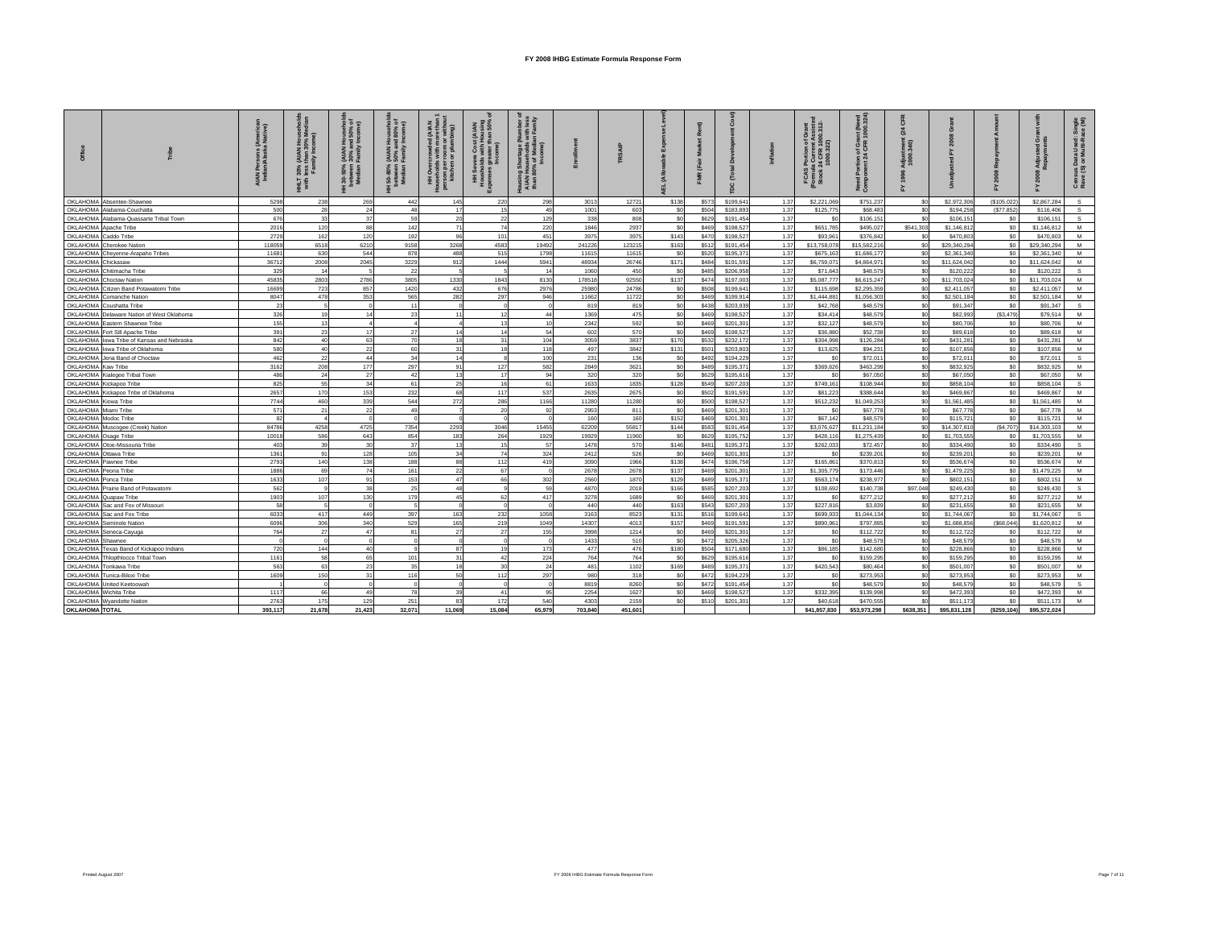# FY 2008 IHBG Estimate Formula Response Form

| Office | Tribe | AIAN Persons (American Indian/Alaska Native) | HHLT 30% (AIAN Households with less than 30% Median Family Income) | HH 30-50% (AIAN Households between 30% and 50% of Median Family Income) | HH 50-80% (AIAN Households between 50% and 80% of Median Family Income) | HH Overcrowded (AIAN Households with more than 1 person per room or without kitchen or plumbing) | HH Severe Cost (AIAN Households with Housing Expenses greater than 50% of Income) | Housing Shortage (Number of AIAN Households with less than 80% of Median Family Income) | Enrollment | TRSAIP | AEL (Allowable Expense Level) | FMR (Fair Market Rent) | TDC (Total Development Cost) | Inflation | FCAS Portion of Grant (Formula Current Assisted Stock 24 CFR 1000.312-1000.322) | Need Portion of Grant (Need Component 24 CFR 1000.324) | FY 1996 Adjustment (24 CFR 1000.340) | Unadjusted FY 2008 Grant | FY 2008 Repayment Amount | FY 2008 Adjusted Grant with Repayments | Census Data Used: Single Race (S) or Multi-Race (M) |
|---|---|---|---|---|---|---|---|---|---|---|---|---|---|---|---|---|---|---|---|---|---|
| OKLAHOMA | Absentee-Shawnee | 5298 | 238 | 269 | 442 | 145 | 220 | 298 | 3013 | 12721 | $138 | $573 | $199,641 | 1.37 | $2,221,069 | $751,237 | $0 | $2,972,306 | ($105,022) | $2,867,284 | S |
| OKLAHOMA | Alabama-Couchatta | 500 | 28 | 24 | 48 | 17 | 15 | 49 | 1001 | 603 | $0 | $504 | $183,893 | 1.37 | $125,775 | $68,483 | $0 | $194,258 | ($77,852) | $116,406 | S |
| OKLAHOMA | Alabama-Quassarte Tribal Town | 676 | 33 | 37 | 59 | 20 | 22 | 129 | 338 | 808 | $0 | $629 | $191,454 | 1.37 | $0 | $106,151 | $0 | $106,151 | $0 | $106,151 | S |
| OKLAHOMA | Apache Tribe | 2016 | 120 | 88 | 142 | 71 | 74 | 220 | 1846 | 2937 | $0 | $469 | $198,527 | 1.37 | $651,785 | $495,027 | $541,303 | $1,146,812 | $0 | $1,146,812 | M |
| OKLAHOMA | Caddo Tribe | 2729 | 162 | 120 | 192 | 96 | 101 | 451 | 3975 | 3975 | $143 | $470 | $198,527 | 1.37 | $93,961 | $376,842 | $0 | $470,803 | $0 | $470,803 | M |
| OKLAHOMA | Cherokee Nation | 118059 | 6518 | 6210 | 9158 | 3268 | 4583 | 19492 | 241226 | 123215 | $163 | $512 | $191,454 | 1.37 | $13,758,078 | $15,582,216 | $0 | $29,340,294 | $0 | $29,340,294 | M |
| OKLAHOMA | Cheyenne-Arapaho Tribes | 11681 | 630 | 544 | 878 | 488 | 515 | 1798 | 11615 | 11615 | $0 | $520 | $195,371 | 1.37 | $675,163 | $1,686,177 | $0 | $2,361,340 | $0 | $2,361,340 | M |
| OKLAHOMA | Chickasaw | 36712 | 2008 | 2045 | 3229 | 912 | 1444 | 5941 | 48934 | 26746 | $171 | $484 | $191,591 | 1.37 | $6,759,071 | $4,864,971 | $0 | $11,624,042 | $0 | $11,624,042 | M |
| OKLAHOMA | Chitimacha Tribe | 329 | 14 | 5 | 22 | 5 | 5 | 14 | 1060 | 450 | $0 | $485 | $206,958 | 1.37 | $71,643 | $48,579 | $0 | $120,222 | $0 | $120,222 | S |
| OKLAHOMA | Choctaw Nation | 45835 | 2803 | 2786 | 3805 | 1330 | 1843 | 8130 | 178518 | 92550 | $137 | $474 | $197,003 | 1.37 | $5,087,777 | $6,615,247 | $0 | $11,703,024 | $0 | $11,703,024 | M |
| OKLAHOMA | Citizen Band Potawatomi Tribe | 16699 | 723 | 857 | 1420 | 432 | 676 | 2976 | 25980 | 24786 | $0 | $508 | $199,641 | 1.37 | $115,698 | $2,295,359 | $0 | $2,411,057 | $0 | $2,411,057 | M |
| OKLAHOMA | Comanche Nation | 8047 | 478 | 353 | 565 | 282 | 297 | 946 | 11662 | 11722 | $0 | $469 | $199,914 | 1.37 | $1,444,881 | $1,056,303 | $0 | $2,501,184 | $0 | $2,501,184 | M |
| OKLAHOMA | Coushatta Tribe | 23 | 5 | 0 | 11 | 0 | 0 | 0 | 819 | 819 | $0 | $438 | $203,939 | 1.37 | $42,768 | $48,579 | $0 | $91,347 | $0 | $91,347 | S |
| OKLAHOMA | Delaware Nation of West Oklahoma | 326 | 19 | 14 | 23 | 11 | 12 | 44 | 1369 | 475 | $0 | $469 | $198,527 | 1.37 | $34,414 | $48,579 | $0 | $82,993 | ($3,479) | $79,514 | M |
| OKLAHOMA | Eastern Shawnee Tribe | 155 | 13 | 4 | 4 | 4 | 13 | 10 | 2342 | 592 | $0 | $469 | $201,301 | 1.37 | $32,127 | $48,579 | $0 | $80,706 | $0 | $80,706 | M |
| OKLAHOMA | Fort Sill Apache Tribe | 391 | 23 | 17 | 27 | 14 | 14 | 54 | 602 | 570 | $0 | $469 | $198,527 | 1.37 | $36,880 | $52,738 | $0 | $89,618 | $0 | $89,618 | M |
| OKLAHOMA | Iowa Tribe of Kansas and Nebraska | 842 | 40 | 63 | 70 | 18 | 31 | 104 | 3059 | 3837 | $170 | $532 | $232,172 | 1.37 | $304,998 | $126,284 | $0 | $431,281 | $0 | $431,281 | M |
| OKLAHOMA | Iowa Tribe of Oklahoma | 580 | 40 | 22 | 60 | 31 | 18 | 118 | 497 | 3842 | $131 | $501 | $203,803 | 1.37 | $13,625 | $94,231 | $0 | $107,856 | $0 | $107,856 | M |
| OKLAHOMA | Jena Band of Choctaw | 462 | 22 | 44 | 34 | 14 | 8 | 100 | 231 | 136 | $0 | $492 | $194,229 | 1.37 | $0 | $72,011 | $0 | $72,011 | $0 | $72,011 | S |
| OKLAHOMA | Kaw Tribe | 3162 | 208 | 177 | 297 | 91 | 127 | 582 | 2849 | 3621 | $0 | $489 | $195,371 | 1.37 | $369,626 | $463,299 | $0 | $832,925 | $0 | $832,925 | M |
| OKLAHOMA | Kialegee Tribal Town | 486 | 24 | 27 | 42 | 13 | 17 | 94 | 320 | 320 | $0 | $629 | $195,616 | 1.37 | $0 | $67,050 | $0 | $67,050 | $0 | $67,050 | M |
| OKLAHOMA | Kickapoo Tribe | 825 | 55 | 34 | 61 | 25 | 16 | 61 | 1633 | 1835 | $128 | $549 | $207,203 | 1.37 | $749,161 | $108,944 | $0 | $858,104 | $0 | $858,104 | S |
| OKLAHOMA | Kickapoo Tribe of Oklahoma | 2657 | 170 | 153 | 232 | 68 | 117 | 537 | 2635 | 2675 | $0 | $502 | $191,591 | 1.37 | $81,223 | $388,644 | $0 | $469,867 | $0 | $469,867 | M |
| OKLAHOMA | Kiowa Tribe | 7744 | 460 | 339 | 544 | 272 | 286 | 1166 | 11280 | 11280 | $0 | $500 | $198,527 | 1.37 | $512,232 | $1,049,253 | $0 | $1,561,485 | $0 | $1,561,485 | M |
| OKLAHOMA | Miami Tribe | 571 | 21 | 22 | 49 | 7 | 20 | 92 | 2953 | 811 | $0 | $469 | $201,301 | 1.37 | $0 | $67,778 | $0 | $67,778 | $0 | $67,778 | M |
| OKLAHOMA | Modoc Tribe | 82 | 4 | 0 | 0 | 0 | 0 | 0 | 160 | 160 | $152 | $469 | $201,301 | 1.37 | $67,142 | $48,579 | $0 | $115,721 | $0 | $115,721 | M |
| OKLAHOMA | Muscogee (Creek) Nation | 84786 | 4258 | 4725 | 7354 | 2293 | 3046 | 15455 | 62209 | 55817 | $144 | $583 | $191,454 | 1.37 | $3,076,627 | $11,231,184 | $0 | $14,307,810 | ($4,707) | $14,303,103 | M |
| OKLAHOMA | Osage Tribe | 10018 | 586 | 643 | 854 | 183 | 264 | 1929 | 19929 | 11960 | $0 | $629 | $195,752 | 1.37 | $428,116 | $1,275,439 | $0 | $1,703,555 | $0 | $1,703,555 | M |
| OKLAHOMA | Otoe-Missouria Tribe | 403 | 39 | 30 | 37 | 13 | 15 | 57 | 1478 | 570 | $146 | $481 | $195,371 | 1.37 | $262,033 | $72,457 | $0 | $334,490 | $0 | $334,490 | S |
| OKLAHOMA | Ottawa Tribe | 1361 | 91 | 128 | 105 | 34 | 74 | 324 | 2412 | 526 | $0 | $469 | $201,301 | 1.37 | $0 | $239,201 | $0 | $239,201 | $0 | $239,201 | M |
| OKLAHOMA | Pawnee Tribe | 2793 | 140 | 138 | 188 | 88 | 112 | 419 | 3090 | 1966 | $138 | $474 | $196,758 | 1.37 | $165,861 | $370,813 | $0 | $536,674 | $0 | $536,674 | M |
| OKLAHOMA | Peoria Tribe | 1886 | 69 | 74 | 161 | 22 | 67 | 0 | 2678 | 2678 | $137 | $469 | $201,301 | 1.37 | $1,305,779 | $173,446 | $0 | $1,479,225 | $0 | $1,479,225 | M |
| OKLAHOMA | Ponca Tribe | 1633 | 107 | 91 | 153 | 47 | 66 | 302 | 2560 | 1870 | $129 | $489 | $195,371 | 1.37 | $563,174 | $238,977 | $0 | $802,151 | $0 | $802,151 | M |
| OKLAHOMA | Prairie Band of Potawatomi | 562 | 9 | 38 | 25 | 48 | 9 | 59 | 4870 | 2018 | $166 | $585 | $207,203 | 1.37 | $108,692 | $140,738 | $97,048 | $249,430 | $0 | $249,430 | S |
| OKLAHOMA | Quapaw Tribe | 1903 | 107 | 130 | 179 | 45 | 62 | 417 | 3278 | 1689 | $0 | $469 | $201,301 | 1.37 | $0 | $277,212 | $0 | $277,212 | $0 | $277,212 | M |
| OKLAHOMA | Sac and Fox of Missouri | 58 | 5 | 0 | 5 | 0 | 0 | 0 | 440 | 440 | $163 | $543 | $207,203 | 1.37 | $227,816 | $3,839 | $0 | $231,655 | $0 | $231,655 | M |
| OKLAHOMA | Sac and Fox Tribe | 6033 | 417 | 449 | 397 | 163 | 232 | 1058 | 3163 | 8523 | $131 | $516 | $199,641 | 1.37 | $699,933 | $1,044,134 | $0 | $1,744,067 | $0 | $1,744,067 | S |
| OKLAHOMA | Seminole Nation | 6096 | 306 | 340 | 529 | 165 | 219 | 1049 | 14307 | 4013 | $157 | $469 | $191,591 | 1.37 | $890,961 | $797,895 | $0 | $1,688,856 | ($68,044) | $1,620,812 | M |
| OKLAHOMA | Seneca-Cayuga | 764 | 27 | 47 | 81 | 27 | 27 | 155 | 3998 | 1214 | $0 | $469 | $201,301 | 1.37 | $0 | $112,722 | $0 | $112,722 | $0 | $112,722 | M |
| OKLAHOMA | Shawnee | 0 | 0 | 0 | 0 | 0 | 0 | 0 | 1433 | 510 | $0 | $472 | $205,326 | 1.37 | $0 | $48,579 | $0 | $48,579 | $0 | $48,579 | M |
| OKLAHOMA | Texas Band of Kickapoo Indians | 720 | 144 | 40 | 9 | 87 | 19 | 173 | 477 | 476 | $180 | $504 | $171,680 | 1.37 | $86,185 | $142,680 | $0 | $228,866 | $0 | $228,866 | M |
| OKLAHOMA | Thlopthlocco Tribal Town | 1161 | 58 | 65 | 101 | 31 | 42 | 224 | 764 | 764 | $0 | $629 | $195,616 | 1.37 | $0 | $159,295 | $0 | $159,295 | $0 | $159,295 | M |
| OKLAHOMA | Tonkawa Tribe | 563 | 63 | 23 | 35 | 18 | 30 | 24 | 481 | 1102 | $169 | $489 | $195,371 | 1.37 | $420,543 | $80,464 | $0 | $501,007 | $0 | $501,007 | M |
| OKLAHOMA | Tunica-Biloxi Tribe | 1609 | 150 | 31 | 116 | 50 | 112 | 297 | 980 | 318 | $0 | $472 | $194,229 | 1.37 | $0 | $273,953 | $0 | $273,953 | $0 | $273,953 | M |
| OKLAHOMA | United Keetoowah | 1 | 0 | 0 | 0 | 0 | 0 | 0 | 8819 | 8260 | $0 | $472 | $191,454 | 1.37 | $0 | $48,579 | $0 | $48,579 | $0 | $48,579 | S |
| OKLAHOMA | Wichita Tribe | 1117 | 66 | 49 | 78 | 39 | 41 | 95 | 2254 | 1627 | $0 | $469 | $198,527 | 1.37 | $332,395 | $139,998 | $0 | $472,393 | $0 | $472,393 | M |
| OKLAHOMA | Wyandotte Nation | 2763 | 175 | 129 | 251 | 83 | 172 | 540 | 4303 | 2159 | $0 | $510 | $201,301 | 1.37 | $40,618 | $470,555 | $0 | $511,173 | $0 | $511,173 | M |
| **OKLAHOMA** | **TOTAL** | **393,117** | **21,678** | **21,423** | **32,071** | **11,069** | **15,084** | **65,979** | **703,840** | **451,601** | | | | | **$41,857,830** | **$53,973,298** | **$638,351** | **$95,831,128** | **($259,104)** | **$95,572,024** | |

Printed August 2007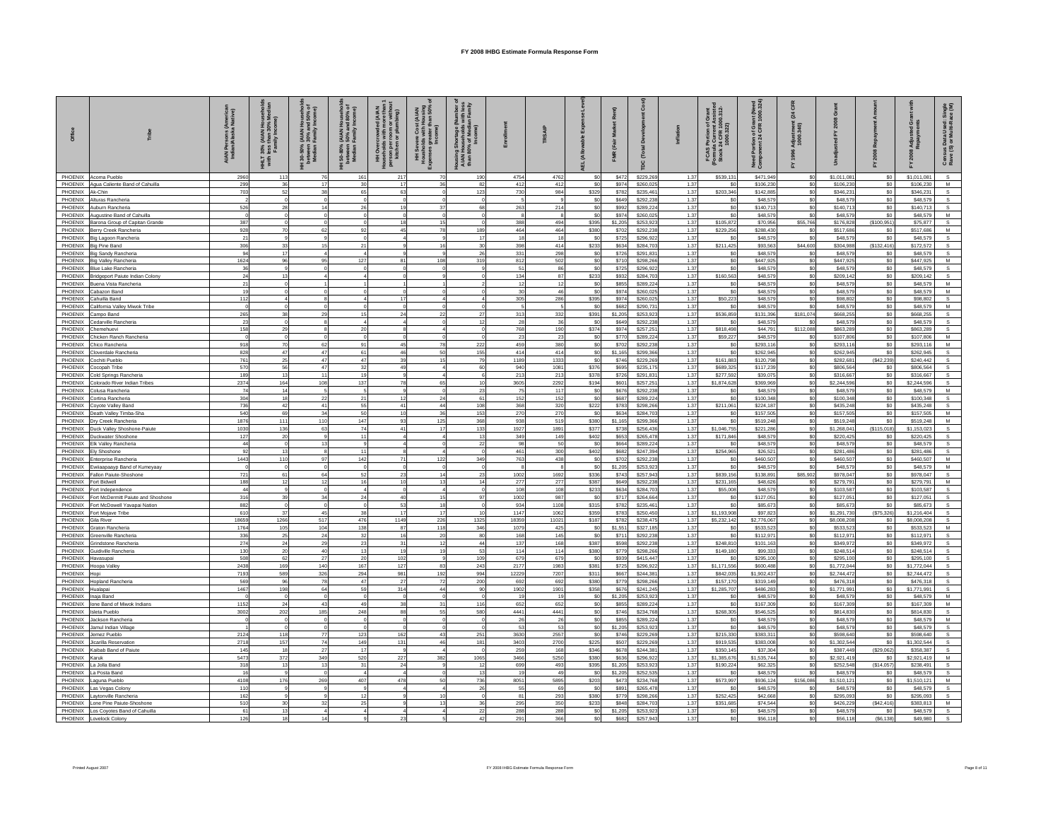# FY 2008 IHBG Estimate Formula Response Form

| Office | Tribe | AIAN Persons (American Indian/Alaska Native) | HHLT 30% (AIAN Households with less than 30% Median Family Income) | HH 30-50% (AIAN Households between 30% and 50% of Median Family Income) | HH 50-80% (AIAN Households between 50% and 80% of Median Family Income) | HH Overcrowded (AIAN Households with more than 1 person per room or without kitchen or plumbing) | HH Severe Cost (AIAN Households with Housing Expenses greater than 50% of Income) | Housing Shortage (Number of AIAN Households with less than 80% of Median Family Income) | Enrollment | TRSAIP | AEL (Allowable Expense Level) | FMR (Fair Market Rent) | TDC (Total Development Cost) | Inflation | FCAS Portion of Grant (Formula Current Assisted Stock 24 CFR 1000.312-1000.322) | Need Portion of Grant (Need Component 24 CFR 1000.324) | FY 1996 Adjustment (24 CFR 1000.340) | Unadjusted FY 2008 Grant | FY 2008 Repayment Amount | FY 2008 Adjusted Grant with Repayments | Census Data Used: Single Race (S) or Multi-Race (M) |
|---|---|---|---|---|---|---|---|---|---|---|---|---|---|---|---|---|---|---|---|---|---|
| PHOENIX | Acoma Pueblo | 2960 | 113 | 76 | 161 | 217 | 70 | 190 | 4754 | 4762 | $0 | $472 | $229,269 | 1.37 | $539,131 | $471,949 | $0 | $1,011,081 | $0 | $1,011,081 | S |
| PHOENIX | Agua Caliente Band of Cahuilla | 299 | 36 | 17 | 30 | 0 | 36 | 82 | 412 | 412 | $0 | $974 | $260,025 | 1.37 | $0 | $106,230 | $0 | $106,230 | $0 | $106,230 | M |
| PHOENIX | Ak-Chin | 703 | 52 | 38 | 65 | 63 | 0 | 123 | 730 | 984 | $329 | $782 | $235,461 | 1.37 | $203,346 | $142,885 | $0 | $346,231 | $0 | $346,231 | S |
| PHOENIX | Alturas Rancheria | 2 | 0 | 0 | 0 | 0 | 0 | 0 | 5 | 9 | $0 | $649 | $292,238 | 1.37 | $0 | $48,579 | $0 | $48,579 | $0 | $48,579 | S |
| PHOENIX | Auburn Rancheria | 526 | 28 | 14 | 26 | 19 | 37 | 68 | 263 | 214 | $0 | $992 | $289,224 | 1.37 | $0 | $140,713 | $0 | $140,713 | $0 | $140,713 | S |
| PHOENIX | Augustine Band of Cahuilla | 0 | 0 | 0 | 0 | 0 | 0 | 0 | 8 | 8 | $0 | $974 | $260,025 | 1.37 | $0 | $48,579 | $0 | $48,579 | $0 | $48,579 | M |
| PHOENIX | Barona Group of Capitan Grande | 387 | 0 | 0 | 0 | 18 | 15 | 0 | 388 | 494 | $395 | $1,205 | $253,923 | 1.37 | $105,872 | $70,956 | $55,766 | $176,828 | ($100,951) | $75,877 | S |
| PHOENIX | Berry Creek Rancheria | 928 | 70 | 62 | 92 | 45 | 78 | 189 | 464 | 464 | $380 | $702 | $292,238 | 1.37 | $229,256 | $288,430 | $0 | $517,686 | $0 | $517,686 | M |
| PHOENIX | Big Lagoon Rancheria | 21 | 9 | 9 | 0 | 4 | 9 | 17 | 18 | 18 | $0 | $725 | $296,922 | 1.37 | $0 | $48,579 | $0 | $48,579 | $0 | $48,579 | S |
| PHOENIX | Big Pine Band | 306 | 33 | 15 | 21 | 9 | 16 | 30 | 398 | 414 | $233 | $634 | $284,703 | 1.37 | $211,425 | $93,563 | $44,600 | $304,988 | ($132,416) | $172,572 | S |
| PHOENIX | Big Sandy Rancheria | 94 | 17 | 4 | 4 | 9 | 9 | 26 | 331 | 298 | $0 | $726 | $291,831 | 1.37 | $0 | $48,579 | $0 | $48,579 | $0 | $48,579 | S |
| PHOENIX | Big Valley Rancheria | 1624 | 96 | 95 | 127 | 81 | 108 | 319 | 812 | 502 | $0 | $710 | $298,266 | 1.37 | $0 | $447,925 | $0 | $447,925 | $0 | $447,925 | M |
| PHOENIX | Blue Lake Rancheria | 36 | 9 | 0 | 0 | 0 | 0 | 9 | 51 | 86 | $0 | $725 | $296,922 | 1.37 | $0 | $48,579 | $0 | $48,579 | $0 | $48,579 | S |
| PHOENIX | Bridgeport Paiute Indian Colony | 24 | 13 | 4 | 4 | 0 | 9 | 0 | 134 | 87 | $233 | $932 | $284,703 | 1.37 | $160,563 | $48,579 | $0 | $209,142 | $0 | $209,142 | S |
| PHOENIX | Buena Vista Rancheria | 21 | 0 | 1 | 1 | 1 | 1 | 2 | 12 | 12 | $0 | $855 | $289,224 | 1.37 | $0 | $48,579 | $0 | $48,579 | $0 | $48,579 | M |
| PHOENIX | Cabazon Band | 19 | 0 | 0 | 0 | 0 | 0 | 0 | 30 | 46 | $0 | $974 | $260,025 | 1.37 | $0 | $48,579 | $0 | $48,579 | $0 | $48,579 | M |
| PHOENIX | Cahuilla Band | 112 | 4 | 8 | 4 | 17 | 4 | 4 | 305 | 286 | $395 | $974 | $260,025 | 1.37 | $50,223 | $48,579 | $0 | $98,802 | $0 | $98,802 | S |
| PHOENIX | California Valley Miwok Tribe | 0 | 0 | 0 | 0 | 0 | 0 | 0 | 5 | 5 | $0 | $682 | $290,731 | 1.37 | $0 | $48,579 | $0 | $48,579 | $0 | $48,579 | M |
| PHOENIX | Campo Band | 265 | 38 | 29 | 15 | 24 | 22 | 27 | 313 | 332 | $391 | $1,205 | $253,923 | 1.37 | $536,859 | $131,396 | $181,074 | $668,255 | $0 | $668,255 | S |
| PHOENIX | Cedarville Rancheria | 23 | 0 | 8 | 4 | 4 | 0 | 12 | 28 | 36 | $0 | $649 | $292,238 | 1.37 | $0 | $48,579 | $0 | $48,579 | $0 | $48,579 | S |
| PHOENIX | Chemehuevi | 158 | 29 | 8 | 20 | 8 | 4 | 0 | 768 | 190 | $374 | $974 | $257,251 | 1.37 | $818,498 | $44,791 | $112,088 | $863,289 | $0 | $863,289 | S |
| PHOENIX | Chicken Ranch Rancheria | 0 | 0 | 0 | 0 | 0 | 0 | 0 | 23 | 23 | $0 | $770 | $289,224 | 1.37 | $59,227 | $48,579 | $0 | $107,806 | $0 | $107,806 | M |
| PHOENIX | Chico Rancheria | 918 | 70 | 62 | 91 | 45 | 78 | 222 | 459 | 380 | $0 | $702 | $292,238 | 1.37 | $0 | $293,116 | $0 | $293,116 | $0 | $293,116 | M |
| PHOENIX | Cloverdale Rancheria | 828 | 47 | 47 | 61 | 46 | 50 | 155 | 414 | 414 | $0 | $1,165 | $299,366 | 1.37 | $0 | $262,945 | $0 | $262,945 | $0 | $262,945 | S |
| PHOENIX | Cochiti Pueblo | 761 | 25 | 47 | 47 | 39 | 15 | 79 | 1189 | 1333 | $0 | $746 | $229,269 | 1.37 | $161,883 | $120,798 | $0 | $282,681 | ($42,239) | $240,442 | S |
| PHOENIX | Cocopah Tribe | 570 | 56 | 47 | 32 | 49 | 4 | 60 | 940 | 1081 | $376 | $695 | $235,175 | 1.37 | $689,325 | $117,239 | $0 | $806,564 | $0 | $806,564 | S |
| PHOENIX | Cold Springs Rancheria | 189 | 13 | 11 | 19 | 9 | 4 | 6 | 213 | 213 | $378 | $726 | $291,831 | 1.37 | $277,592 | $39,075 | $0 | $316,667 | $0 | $316,667 | S |
| PHOENIX | Colorado River Indian Tribes | 2374 | 164 | 108 | 137 | 78 | 65 | 10 | 3605 | 2292 | $194 | $601 | $257,251 | 1.37 | $1,874,628 | $369,969 | $0 | $2,244,596 | $0 | $2,244,596 | S |
| PHOENIX | Colusa Rancheria | 74 | 14 | 5 | 5 | 9 | 0 | 23 | 75 | 117 | $0 | $676 | $292,238 | 1.37 | $0 | $48,579 | $0 | $48,579 | $0 | $48,579 | M |
| PHOENIX | Cortina Rancheria | 304 | 18 | 22 | 21 | 12 | 24 | 61 | 152 | 152 | $0 | $687 | $289,224 | 1.37 | $0 | $100,348 | $0 | $100,348 | $0 | $100,348 | S |
| PHOENIX | Coyote Valley Band | 736 | 42 | 41 | 55 | 41 | 44 | 108 | 368 | 320 | $222 | $783 | $298,266 | 1.37 | $211,061 | $224,187 | $0 | $435,248 | $0 | $435,248 | S |
| PHOENIX | Death Valley Timba-Sha | 540 | 69 | 34 | 50 | 10 | 36 | 153 | 270 | 270 | $0 | $634 | $284,703 | 1.37 | $0 | $157,505 | $0 | $157,505 | $0 | $157,505 | M |
| PHOENIX | Dry Creek Rancheria | 1876 | 111 | 110 | 147 | 93 | 125 | 368 | 938 | 519 | $380 | $1,165 | $299,366 | 1.37 | $0 | $519,248 | $0 | $519,248 | $0 | $519,248 | M |
| PHOENIX | Duck Valley Shoshone-Paiute | 1030 | 136 | 63 | 74 | 41 | 17 | 133 | 1927 | 1891 | $377 | $738 | $256,436 | 1.37 | $1,046,755 | $221,286 | $0 | $1,268,041 | ($115,018) | $1,153,023 | S |
| PHOENIX | Duckwater Shoshone | 127 | 20 | 9 | 11 | 4 | 4 | 13 | 349 | 149 | $402 | $653 | $265,478 | 1.37 | $171,846 | $48,579 | $0 | $220,425 | $0 | $220,425 | S |
| PHOENIX | Elk Valley Rancheria | 44 | 0 | 13 | 9 | 4 | 0 | 22 | 98 | 50 | $0 | $664 | $289,224 | 1.37 | $0 | $48,579 | $0 | $48,579 | $0 | $48,579 | S |
| PHOENIX | Ely Shoshone | 92 | 13 | 8 | 11 | 8 | 4 | 0 | 461 | 300 | $402 | $682 | $247,394 | 1.37 | $254,965 | $26,521 | $0 | $281,486 | $0 | $281,486 | S |
| PHOENIX | Enterprise Rancheria | 1443 | 110 | 97 | 142 | 71 | 122 | 349 | 763 | 438 | $0 | $702 | $292,238 | 1.37 | $0 | $460,507 | $0 | $460,507 | $0 | $460,507 | M |
| PHOENIX | Ewiiaapaayp Band of Kumeyaay | 0 | 0 | 0 | 0 | 0 | 0 | 0 | 8 | 8 | $0 | $1,205 | $253,923 | 1.37 | $0 | $48,579 | $0 | $48,579 | $0 | $48,579 | M |
| PHOENIX | Fallon Paiute-Shoshone | 721 | 61 | 64 | 52 | 23 | 14 | 23 | 1002 | 1692 | $336 | $743 | $257,943 | 1.37 | $839,156 | $138,891 | $85,902 | $978,047 | $0 | $978,047 | S |
| PHOENIX | Fort Bidwell | 188 | 12 | 12 | 16 | 10 | 13 | 14 | 277 | 277 | $387 | $649 | $292,238 | 1.37 | $231,165 | $48,626 | $0 | $279,791 | $0 | $279,791 | M |
| PHOENIX | Fort Independence | 44 | 9 | 0 | 4 | 0 | 4 | 0 | 108 | 108 | $233 | $634 | $284,703 | 1.37 | $55,008 | $48,579 | $0 | $103,587 | $0 | $103,587 | S |
| PHOENIX | Fort McDermitt Paiute and Shoshone | 316 | 39 | 34 | 24 | 40 | 15 | 97 | 1002 | 987 | $0 | $717 | $264,664 | 1.37 | $0 | $127,051 | $0 | $127,051 | $0 | $127,051 | S |
| PHOENIX | Fort McDowell Yavapai Nation | 882 | 0 | 0 | 0 | 53 | 18 | 0 | 934 | 1108 | $315 | $782 | $235,461 | 1.37 | $0 | $85,673 | $0 | $85,673 | $0 | $85,673 | S |
| PHOENIX | Fort Mojave Tribe | 610 | 37 | 45 | 38 | 17 | 17 | 10 | 1147 | 1062 | $359 | $783 | $250,450 | 1.37 | $1,193,908 | $97,823 | $0 | $1,291,730 | ($75,326) | $1,216,404 | S |
| PHOENIX | Gila River | 18659 | 1266 | 517 | 476 | 1149 | 226 | 1325 | 18359 | 11021 | $187 | $782 | $238,475 | 1.37 | $5,232,142 | $2,776,067 | $0 | $8,008,208 | $0 | $8,008,208 | S |
| PHOENIX | Graton Rancheria | 1764 | 105 | 104 | 138 | 87 | 118 | 346 | 1079 | 425 | $0 | $1,551 | $327,185 | 1.37 | $0 | $533,523 | $0 | $533,523 | $0 | $533,523 | M |
| PHOENIX | Greenville Rancheria | 336 | 25 | 24 | 32 | 16 | 20 | 80 | 168 | 145 | $0 | $711 | $292,238 | 1.37 | $0 | $112,971 | $0 | $112,971 | $0 | $112,971 | S |
| PHOENIX | Grindstone Rancheria | 274 | 24 | 29 | 23 | 31 | 12 | 44 | 137 | 168 | $387 | $598 | $292,238 | 1.37 | $248,810 | $101,163 | $0 | $349,972 | $0 | $349,972 | S |
| PHOENIX | Guidiville Rancheria | 130 | 20 | 40 | 13 | 19 | 19 | 53 | 114 | 114 | $380 | $779 | $298,266 | 1.37 | $149,180 | $99,333 | $0 | $248,514 | $0 | $248,514 | S |
| PHOENIX | Havasupai | 508 | 62 | 27 | 20 | 102 | 9 | 109 | 679 | 679 | $0 | $939 | $415,447 | 1.37 | $0 | $295,100 | $0 | $295,100 | $0 | $295,100 | S |
| PHOENIX | Hoopa Valley | 2438 | 169 | 140 | 167 | 127 | 83 | 243 | 2177 | 1983 | $381 | $725 | $296,922 | 1.37 | $1,171,556 | $600,488 | $0 | $1,772,044 | $0 | $1,772,044 | S |
| PHOENIX | Hopi | 7193 | 589 | 326 | 294 | 981 | 192 | 994 | 12229 | 7207 | $311 | $667 | $244,381 | 1.37 | $842,035 | $1,902,437 | $0 | $2,744,472 | $0 | $2,744,472 | S |
| PHOENIX | Hopland Rancheria | 569 | 96 | 78 | 47 | 27 | 72 | 200 | 692 | 692 | $380 | $779 | $298,266 | 1.37 | $157,170 | $319,149 | $0 | $476,318 | $0 | $476,318 | S |
| PHOENIX | Hualapai | 1467 | 198 | 64 | 59 | 314 | 44 | 90 | 1902 | 1901 | $358 | $676 | $241,245 | 1.37 | $1,285,707 | $486,283 | $0 | $1,771,991 | $0 | $1,771,991 | S |
| PHOENIX | Inaja Band | 0 | 0 | 0 | 0 | 0 | 0 | 0 | 19 | 19 | $0 | $1,205 | $253,923 | 1.37 | $0 | $48,579 | $0 | $48,579 | $0 | $48,579 | M |
| PHOENIX | Ione Band of Miwok Indians | 1152 | 24 | 43 | 49 | 38 | 31 | 116 | 652 | 652 | $0 | $855 | $289,224 | 1.37 | $0 | $167,309 | $0 | $167,309 | $0 | $167,309 | M |
| PHOENIX | Isleta Pueblo | 3002 | 202 | 185 | 248 | 88 | 55 | 580 | 4441 | 4441 | $0 | $746 | $234,768 | 1.37 | $268,305 | $546,525 | $0 | $814,830 | $0 | $814,830 | S |
| PHOENIX | Jackson Rancheria | 0 | 0 | 0 | 0 | 0 | 0 | 0 | 26 | 26 | $0 | $855 | $289,224 | 1.37 | $0 | $48,579 | $0 | $48,579 | $0 | $48,579 | M |
| PHOENIX | Jamul Indian Village | 1 | 0 | 0 | 0 | 0 | 0 | 0 | 53 | 53 | $0 | $1,205 | $253,923 | 1.37 | $0 | $48,579 | $0 | $48,579 | $0 | $48,579 | S |
| PHOENIX | Jemez Pueblo | 2124 | 118 | 77 | 123 | 162 | 43 | 251 | 3630 | 2557 | $0 | $746 | $229,269 | 1.37 | $215,330 | $383,311 | $0 | $598,640 | $0 | $598,640 | S |
| PHOENIX | Jicarilla Reservation | 2718 | 157 | 74 | 149 | 131 | 46 | 181 | 3403 | 2700 | $225 | $507 | $229,269 | 1.37 | $919,535 | $383,008 | $0 | $1,302,544 | $0 | $1,302,544 | S |
| PHOENIX | Kaibab Band of Paiute | 145 | 18 | 27 | 17 | 9 | 4 | 0 | 259 | 168 | $346 | $678 | $244,381 | 1.37 | $350,145 | $37,304 | $0 | $387,449 | ($29,062) | $358,387 | S |
| PHOENIX | Karuk | 5473 | 372 | 349 | 520 | 227 | 382 | 1065 | 3466 | 5250 | $380 | $636 | $296,922 | 1.37 | $1,385,676 | $1,535,744 | $0 | $2,921,419 | $0 | $2,921,419 | M |
| PHOENIX | La Jolla Band | 318 | 13 | 13 | 31 | 24 | 9 | 12 | 699 | 493 | $395 | $1,205 | $253,923 | 1.37 | $190,224 | $62,325 | $0 | $252,548 | ($14,057) | $238,491 | S |
| PHOENIX | La Posta Band | 16 | 9 | 0 | 4 | 4 | 0 | 13 | 19 | 49 | $0 | $1,205 | $252,535 | 1.37 | $0 | $48,579 | $0 | $48,579 | $0 | $48,579 | S |
| PHOENIX | Laguna Pueblo | 4108 | 176 | 269 | 407 | 478 | 50 | 736 | 8051 | 5895 | $203 | $473 | $234,768 | 1.37 | $573,997 | $936,124 | $156,086 | $1,510,121 | $0 | $1,510,121 | M |
| PHOENIX | Las Vegas Colony | 110 | 9 | 9 | 9 | 4 | 4 | 26 | 55 | 69 | $0 | $891 | $265,478 | 1.37 | $0 | $48,579 | $0 | $48,579 | $0 | $48,579 | S |
| PHOENIX | Laytonville Rancheria | 162 | 9 | 9 | 12 | 9 | 10 | 0 | 81 | 293 | $380 | $779 | $298,266 | 1.37 | $252,425 | $42,668 | $0 | $295,093 | $0 | $295,093 | S |
| PHOENIX | Lone Pine Paiute-Shoshone | 510 | 30 | 32 | 25 | 9 | 13 | 36 | 295 | 350 | $233 | $848 | $284,703 | 1.37 | $351,685 | $74,544 | $0 | $426,229 | ($42,416) | $383,813 | M |
| PHOENIX | Los Coyotes Band of Cahuilla | 61 | 13 | 4 | 4 | 4 | 4 | 22 | 288 | 288 | $0 | $1,205 | $253,923 | 1.37 | $0 | $48,579 | $0 | $48,579 | $0 | $48,579 | S |
| PHOENIX | Lovelock Colony | 126 | 18 | 14 | 9 | 23 | 5 | 42 | 291 | 366 | $0 | $682 | $257,943 | 1.37 | $0 | $56,118 | $0 | $56,118 | ($6,138) | $49,980 | S |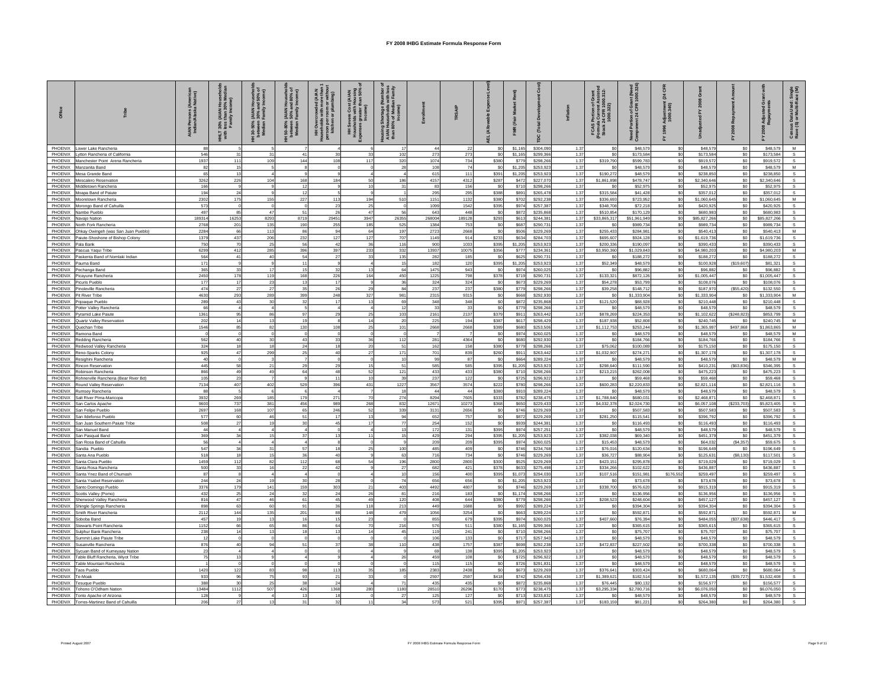# FY 2008 IHBG Estimate Formula Response Form

| Office | Tribe | AIAN Persons (American Indian/Alaska Native) | HHLT 30% (AIAN Households with less than 30% Median Family Income) | HH 30-50% (AIAN Households between 30% and 50% of Median Family Income) | HH 50-80% (AIAN Households between 50% and 80% of Median Family Income) | HH Overcrowded (AIAN Households with more than 1 person per room or without kitchen or plumbing) | HH Severe Cost (AIAN Households with Housing Expenses greater than 50% of Income) | Housing Shortage (Number of AIAN Households with less than 80% of Median Family Income) | Enrollment | TRSAIP | AEL (Allowable Expense Level) | FMR (Fair Market Rent) | TDC (Total Development Cost) | Inflation | FCAS Portion of Grant (Formula Current Assisted Stock 24 CFR 1000.312-1000.322) | Need Portion of Grant (Need Component 24 CFR 1000.324) | FY 1996 Adjustment (24 CFR 1000.340) | Unadjusted FY 2008 Grant | FY 2008 Repayment Amount | FY 2008 Adjusted Grant with Repayments | Census Data Used: Single Race (S) or Multi-Race (M) |
|---|---|---|---|---|---|---|---|---|---|---|---|---|---|---|---|---|---|---|---|---|---|
| PHOENIX | Lower Lake Rancheria | 88 | 5 | 5 | 7 | 4 | 6 | 17 | 44 | 22 | $0 | $1,165 | $304,090 | 1.37 | $0 | $48,579 | $0 | $48,579 | $0 | $48,579 | M |
| PHOENIX | Lytton Rancheria of California | 546 | 31 | 31 | 41 | 30 | 33 | 102 | 273 | 273 | $0 | $1,165 | $299,366 | 1.37 | $0 | $173,584 | $0 | $173,584 | $0 | $173,584 | S |
| PHOENIX | Manchester Point Arena Rancheria | 1937 | 111 | 109 | 144 | 108 | 117 | 320 | 1074 | 734 | $380 | $779 | $298,266 | 1.37 | $319,790 | $599,783 | $0 | $919,572 | $0 | $919,572 | S |
| PHOENIX | Manzanita Band | 82 | 15 | 5 | 8 | 0 | 0 | 28 | 108 | 74 | $0 | $1,205 | $253,923 | 1.37 | $0 | $48,579 | $0 | $48,579 | $0 | $48,579 | M |
| PHOENIX | Mesa Grande Band | 65 | 13 | 4 | 9 | 9 | 4 | 4 | 615 | 111 | $391 | $1,205 | $253,923 | 1.37 | $190,272 | $48,579 | $0 | $238,850 | $0 | $238,850 | S |
| PHOENIX | Mescalero Reservation | 3262 | 226 | 104 | 168 | 184 | 50 | 186 | 4157 | 4312 | $287 | $472 | $227,070 | 1.37 | $1,861,898 | $478,747 | $0 | $2,340,646 | $0 | $2,340,646 | S |
| PHOENIX | Middletown Rancheria | 166 | 9 | 9 | 12 | 9 | 10 | 31 | 83 | 156 | $0 | $710 | $298,266 | 1.37 | $0 | $52,975 | $0 | $52,975 | $0 | $52,975 | S |
| PHOENIX | Moapa Band of Paiute | 194 | 24 | 9 | 12 | 5 | 9 | 1 | 295 | 295 | $388 | $891 | $265,478 | 1.37 | $315,584 | $41,428 | $0 | $357,012 | $0 | $357,012 | S |
| PHOENIX | Mooretown Rancheria | 2302 | 175 | 155 | 227 | 113 | 194 | 510 | 1151 | 1132 | $380 | $702 | $292,238 | 1.37 | $336,693 | $723,952 | $0 | $1,060,645 | $0 | $1,060,645 | M |
| PHOENIX | Morongo Band of Cahuilla | 573 | 0 | 0 | 0 | 23 | 25 | 0 | 1099 | 1542 | $395 | $974 | $257,387 | 1.37 | $348,708 | $72,218 | $0 | $420,925 | $0 | $420,925 | S |
| PHOENIX | Nambe Pueblo | 497 | 85 | 47 | 51 | 26 | 47 | 56 | 643 | 448 | $0 | $872 | $235,868 | 1.37 | $510,854 | $170,129 | $0 | $680,983 | $0 | $680,983 | S |
| PHOENIX | Navajo Nation | 189314 | 16253 | 8293 | 8719 | 29451 | 3947 | 26355 | 268004 | 180128 | $293 | $613 | $244,381 | 1.37 | $33,865,317 | $51,961,949 | $0 | $85,827,266 | $0 | $85,827,266 | S |
| PHOENIX | North Fork Rancheria | 2768 | 201 | 135 | 190 | 255 | 185 | 525 | 1384 | 753 | $0 | $687 | $290,731 | 1.37 | $0 | $989,734 | $0 | $989,734 | $0 | $989,734 | S |
| PHOENIX | Ohkay Owingeh (was San Juan Pueblo) | 2284 | 66 | 113 | 86 | 94 | 64 | 197 | 2723 | 2668 | $0 | $506 | $229,269 | 1.37 | $255,433 | $284,981 | $0 | $540,413 | $0 | $540,413 | M |
| PHOENIX | Paiute-Shoshone of Bishop Colony | 1379 | 437 | 206 | 232 | 127 | 127 | 707 | 1149 | 914 | $233 | $634 | $284,703 | 1.37 | $695,607 | $924,128 | $0 | $1,619,736 | $0 | $1,619,736 | S |
| PHOENIX | Pala Bank | 750 | 70 | 25 | 56 | 42 | 36 | 116 | 900 | 1033 | $395 | $1,205 | $253,923 | 1.37 | $200,336 | $190,097 | $0 | $390,433 | $0 | $390,433 | S |
| PHOENIX | Pascua Yaqui Tribe | 6299 | 412 | 285 | 396 | 397 | 233 | 332 | 13937 | 10075 | $356 | $777 | $234,361 | 1.37 | $3,950,360 | $1,029,843 | $0 | $4,980,203 | $0 | $4,980,203 | M |
| PHOENIX | Paskenta Band of Nomlaki Indian | 564 | 41 | 40 | 54 | 27 | 33 | 135 | 282 | 185 | $0 | $625 | $290,731 | 1.37 | $0 | $188,272 | $0 | $188,272 | $0 | $188,272 | S |
| PHOENIX | Pauma Band | 171 | 9 | 9 | 11 | 9 | 4 | 15 | 182 | 120 | $395 | $1,205 | $253,923 | 1.37 | $52,349 | $48,579 | $0 | $100,928 | ($19,607) | $81,321 | S |
| PHOENIX | Pechanga Band | 365 | 33 | 17 | 15 | 32 | 13 | 64 | 1475 | 943 | $0 | $974 | $260,025 | 1.37 | $0 | $96,882 | $0 | $96,882 | $0 | $96,882 | S |
| PHOENIX | Picayune Rancheria | 2450 | 178 | 119 | 168 | 226 | 164 | 450 | 1225 | 798 | $378 | $719 | $290,731 | 1.37 | $133,321 | $872,126 | $0 | $1,005,447 | $0 | $1,005,447 | S |
| PHOENIX | Picuris Pueblo | 177 | 17 | 23 | 13 | 17 | 9 | 36 | 324 | 324 | $0 | $673 | $229,269 | 1.37 | $54,278 | $53,799 | $0 | $108,076 | $0 | $108,076 | S |
| PHOENIX | Pinoleville Rancheria | 474 | 27 | 27 | 35 | 26 | 29 | 84 | 237 | 237 | $380 | $779 | $298,266 | 1.37 | $39,258 | $148,712 | $0 | $187,970 | ($55,420) | $132,550 | S |
| PHOENIX | Pit River Tribe | 4630 | 293 | 289 | 399 | 248 | 327 | 981 | 2315 | 9315 | $0 | $668 | $292,930 | 1.37 | $0 | $1,333,904 | $0 | $1,333,904 | $0 | $1,333,904 | M |
| PHOENIX | Pojoaque Pueblo | 289 | 43 | 30 | 32 | 17 | 13 | 69 | 348 | 348 | $0 | $872 | $235,868 | 1.37 | $121,520 | $88,928 | $0 | $210,448 | $0 | $210,448 | S |
| PHOENIX | Potter Valley Rancheria | 66 | 4 | 4 | 5 | 4 | 4 | 12 | 33 | 33 | $0 | $779 | $298,266 | 1.37 | $0 | $48,579 | $0 | $48,579 | $0 | $48,579 | S |
| PHOENIX | Pyramid Lake Paiute | 1361 | 95 | 86 | 97 | 29 | 25 | 103 | 2161 | 2137 | $379 | $911 | $263,442 | 1.37 | $878,269 | $224,353 | $0 | $1,102,622 | ($248,823) | $853,799 | S |
| PHOENIX | Quartz Valley Reservation | 202 | 14 | 13 | 19 | 8 | 14 | 20 | 225 | 194 | $387 | $617 | $298,429 | 1.37 | $187,938 | $52,808 | $0 | $240,745 | $0 | $240,745 | M |
| PHOENIX | Quechan Tribe | 1546 | 85 | 82 | 130 | 108 | 25 | 101 | 2668 | 2668 | $389 | $680 | $253,506 | 1.37 | $1,112,753 | $253,244 | $0 | $1,365,997 | $497,868 | $1,863,865 | M |
| PHOENIX | Ramona Band | 0 | 0 | 0 | 0 | 0 | 0 | 0 | 7 | 7 | $0 | $974 | $260,025 | 1.37 | $0 | $48,579 | $0 | $48,579 | $0 | $48,579 | M |
| PHOENIX | Redding Rancheria | 562 | 40 | 30 | 43 | 33 | 36 | 112 | 281 | 4364 | $0 | $680 | $292,930 | 1.37 | $0 | $184,766 | $0 | $184,766 | $0 | $184,766 | S |
| PHOENIX | Redwood Valley Rancheria | 324 | 18 | 18 | 24 | 18 | 20 | 51 | 162 | 158 | $380 | $779 | $298,266 | 1.37 | $75,062 | $100,089 | $0 | $175,150 | $0 | $175,150 | S |
| PHOENIX | Reno-Sparks Colony | 925 | 47 | 299 | 25 | 40 | 27 | 171 | 701 | 839 | $260 | $911 | $263,442 | 1.37 | $1,032,907 | $274,271 | $0 | $1,307,178 | $0 | $1,307,178 | S |
| PHOENIX | Resighini Rancheria | 40 | 0 | 3 | 7 | 0 | 0 | 10 | 99 | 87 | $0 | $664 | $289,224 | 1.37 | $0 | $48,579 | $0 | $48,579 | $0 | $48,579 | M |
| PHOENIX | Rincon Reservation | 445 | 58 | 21 | 29 | 29 | 15 | 51 | 585 | 585 | $395 | $1,205 | $253,923 | 1.37 | $298,640 | $111,590 | $0 | $410,231 | ($63,836) | $346,395 | S |
| PHOENIX | Robinson Rancheria | 866 | 49 | 49 | 64 | 48 | 52 | 121 | 433 | 433 | $380 | $710 | $298,266 | 1.37 | $213,215 | $262,008 | $0 | $475,223 | $0 | $475,223 | S |
| PHOENIX | Rohnerville Rancheria (Bear River Bd) | 105 | 23 | 7 | 9 | 11 | 10 | 39 | 237 | 122 | $0 | $725 | $296,922 | 1.37 | $0 | $59,468 | $0 | $59,468 | $0 | $59,468 | S |
| PHOENIX | Round Valley Reservation | 7134 | 407 | 402 | 529 | 396 | 431 | 1227 | 3567 | 3574 | $222 | $780 | $298,266 | 1.37 | $600,283 | $2,220,833 | $0 | $2,821,116 | $0 | $2,821,116 | S |
| PHOENIX | Rumsey Rancheria | 88 | 5 | 6 | 6 | 4 | 7 | 18 | 44 | 44 | $380 | $910 | $289,224 | 1.37 | $0 | $48,579 | $0 | $48,579 | $0 | $48,579 | S |
| PHOENIX | Salt River Pima-Maricopa | 3932 | 269 | 185 | 179 | 271 | 70 | 274 | 8294 | 7605 | $333 | $782 | $238,475 | 1.37 | $1,788,840 | $680,031 | $0 | $2,468,871 | $0 | $2,468,871 | S |
| PHOENIX | San Carlos Apache | 9600 | 737 | 381 | 456 | 989 | 268 | 832 | 12671 | 10273 | $368 | $650 | $229,433 | 1.37 | $4,032,378 | $2,024,730 | $0 | $6,057,108 | ($233,703) | $5,823,405 | S |
| PHOENIX | San Felipe Pueblo | 2697 | 168 | 107 | 65 | 246 | 52 | 339 | 3131 | 2656 | $0 | $746 | $229,269 | 1.37 | $0 | $507,583 | $0 | $507,583 | $0 | $507,583 | S |
| PHOENIX | San Ildefonso Pueblo | 577 | 60 | 46 | 51 | 17 | 13 | 94 | 652 | 757 | $0 | $872 | $229,269 | 1.37 | $281,250 | $115,541 | $0 | $396,792 | $0 | $396,792 | S |
| PHOENIX | San Juan Southern Paiute Tribe | 508 | 27 | 19 | 30 | 45 | 17 | 77 | 254 | 152 | $0 | $939 | $244,381 | 1.37 | $0 | $116,493 | $0 | $116,493 | $0 | $116,493 | S |
| PHOENIX | San Manuel Band | 44 | 4 | 4 | 4 | 0 | 4 | 13 | 172 | 131 | $395 | $974 | $257,251 | 1.37 | $0 | $48,579 | $0 | $48,579 | $0 | $48,579 | S |
| PHOENIX | San Pasqual Band | 369 | 34 | 15 | 37 | 13 | 11 | 15 | 429 | 294 | $395 | $1,205 | $253,923 | 1.37 | $382,038 | $69,340 | $0 | $451,379 | $0 | $451,379 | S |
| PHOENIX | San Rosa Band of Cahuilla | 56 | 4 | 4 | 4 | 8 | 0 | 9 | 209 | 209 | $395 | $974 | $260,025 | 1.37 | $15,453 | $48,579 | $0 | $64,032 | ($4,357) | $59,675 | S |
| PHOENIX | Sandia Pueblo | 547 | 34 | 31 | 57 | 18 | 25 | 100 | 485 | 409 | $0 | $746 | $234,768 | 1.37 | $76,016 | $120,634 | $0 | $196,649 | $0 | $196,649 | S |
| PHOENIX | Santa Ana Pueblo | 518 | 18 | 15 | 36 | 40 | 9 | 63 | 716 | 734 | $0 | $746 | $229,269 | 1.37 | $36,727 | $88,904 | $0 | $125,631 | ($8,130) | $117,501 | S |
| PHOENIX | Santa Clara Pueblo | 1459 | 112 | 82 | 112 | 68 | 54 | 196 | 2800 | 2800 | $300 | $525 | $229,269 | 1.37 | $423,151 | $295,878 | $0 | $719,029 | $0 | $719,029 | S |
| PHOENIX | Santa Rosa Rancheria | 500 | 33 | 16 | 22 | 42 | 9 | 27 | 682 | 421 | $378 | $633 | $275,498 | 1.37 | $334,266 | $102,622 | $0 | $436,887 | $0 | $436,887 | S |
| PHOENIX | Santa Ynez Band of Chumash | 87 | 8 | 4 | 4 | 0 | 4 | 10 | 156 | 400 | $395 | $1,073 | $294,030 | 1.37 | $107,516 | $151,981 | $176,552 | $259,497 | $0 | $259,497 | S |
| PHOENIX | Santa Ysabel Reservation | 244 | 24 | 19 | 30 | 28 | 0 | 74 | 656 | 656 | $0 | $1,205 | $253,923 | 1.37 | $0 | $73,678 | $0 | $73,678 | $0 | $73,678 | S |
| PHOENIX | Santo Domingo Pueblo | 3376 | 179 | 141 | 159 | 303 | 21 | 403 | 4492 | 4807 | $0 | $746 | $229,269 | 1.37 | $338,700 | $576,620 | $0 | $915,319 | $0 | $915,319 | S |
| PHOENIX | Scotts Valley (Pomo) | 432 | 25 | 24 | 32 | 24 | 26 | 81 | 216 | 183 | $0 | $1,174 | $298,266 | 1.37 | $0 | $136,956 | $0 | $136,956 | $0 | $136,956 | S |
| PHOENIX | Sherwood Valley Rancheria | 816 | 47 | 46 | 61 | 45 | 49 | 120 | 408 | 644 | $380 | $779 | $298,266 | 1.37 | $208,523 | $248,604 | $0 | $457,127 | $0 | $457,127 | S |
| PHOENIX | Shingle Springs Rancheria | 898 | 63 | 60 | 91 | 36 | 118 | 213 | 449 | 1688 | $0 | $992 | $289,224 | 1.37 | $0 | $394,304 | $0 | $394,304 | $0 | $394,304 | S |
| PHOENIX | Smith River Rancheria | 2112 | 144 | 135 | 201 | 88 | 148 | 479 | 1056 | 3254 | $0 | $663 | $289,224 | 1.37 | $0 | $592,871 | $0 | $592,871 | $0 | $592,871 | M |
| PHOENIX | Soboba Band | 457 | 19 | 13 | 16 | 15 | 23 | 0 | 855 | 679 | $395 | $974 | $260,025 | 1.37 | $407,660 | $76,394 | $0 | $484,055 | ($37,638) | $446,417 | S |
| PHOENIX | Stewarts Point Rancheria | 1152 | 66 | 65 | 86 | 64 | 70 | 216 | 576 | 511 | $380 | $1,165 | $299,366 | 1.37 | $0 | $365,615 | $0 | $365,615 | $0 | $365,615 | S |
| PHOENIX | Sulphur Bank Rancheria | 238 | 14 | 13 | 18 | 13 | 14 | 45 | 119 | 241 | $0 | $710 | $298,266 | 1.37 | $0 | $75,707 | $0 | $75,707 | $0 | $75,707 | S |
| PHOENIX | Summit Lake Paiute Tribe | 12 | 0 | 0 | 0 | 0 | 0 | 0 | 106 | 133 | $0 | $717 | $257,943 | 1.37 | $0 | $48,579 | $0 | $48,579 | $0 | $48,579 | S |
| PHOENIX | Susanville Rancheria | 876 | 40 | 94 | 51 | 37 | 38 | 110 | 438 | 1757 | $387 | $698 | $292,238 | 1.37 | $472,837 | $227,502 | $0 | $700,338 | $0 | $700,338 | S |
| PHOENIX | Sycuan Band of Kumeyaay Nation | 23 | 4 | 4 | 4 | 0 | 4 | 9 | 69 | 138 | $395 | $1,205 | $253,923 | 1.37 | $0 | $48,579 | $0 | $48,579 | $0 | $48,579 | S |
| PHOENIX | Table Bluff Rancheria, Wiyot Tribe | 75 | 13 | 9 | 4 | 9 | 4 | 26 | 459 | 108 | $0 | $725 | $296,922 | 1.37 | $0 | $48,579 | $0 | $48,579 | $0 | $48,579 | S |
| PHOENIX | Table Mountain Rancheria | 1 | 0 | 0 | 0 | 0 | 0 | 0 | 115 | 115 | $0 | $726 | $291,831 | 1.37 | $0 | $48,579 | $0 | $48,579 | $0 | $48,579 | S |
| PHOENIX | Taos Pueblo | 1420 | 122 | 83 | 98 | 113 | 35 | 185 | 2383 | 2438 | $0 | $673 | $229,269 | 1.37 | $376,641 | $303,424 | $0 | $680,064 | $0 | $680,064 | S |
| PHOENIX | Te-Moak | 933 | 96 | 75 | 93 | 21 | 33 | 0 | 2597 | 2597 | $418 | $742 | $256,436 | 1.37 | $1,389,621 | $182,514 | $0 | $1,572,135 | ($39,727) | $1,532,408 | S |
| PHOENIX | Tesuque Pueblo | 388 | 30 | 25 | 38 | 24 | 4 | 71 | 435 | 435 | $0 | $872 | $235,868 | 1.37 | $76,445 | $80,132 | $0 | $156,577 | $0 | $156,577 | S |
| PHOENIX | Tohono O'Odham Nation | 13484 | 1112 | 507 | 426 | 1368 | 280 | 1180 | 28510 | 26296 | $170 | $773 | $238,475 | 1.37 | $3,295,334 | $2,780,716 | $0 | $6,076,050 | $0 | $6,076,050 | S |
| PHOENIX | Tonto Apache of Arizona | 128 | 9 | 4 | 13 | 18 | 0 | 27 | 125 | 127 | $0 | $713 | $233,832 | 1.37 | $0 | $48,579 | $0 | $48,579 | $0 | $48,579 | S |
| PHOENIX | Torres-Martinez Band of Cahuilla | 206 | 27 | 13 | 31 | 32 | 11 | 34 | 573 | 521 | $395 | $971 | $257,387 | 1.37 | $183,159 | $81,221 | $0 | $264,380 | $0 | $264,380 | S |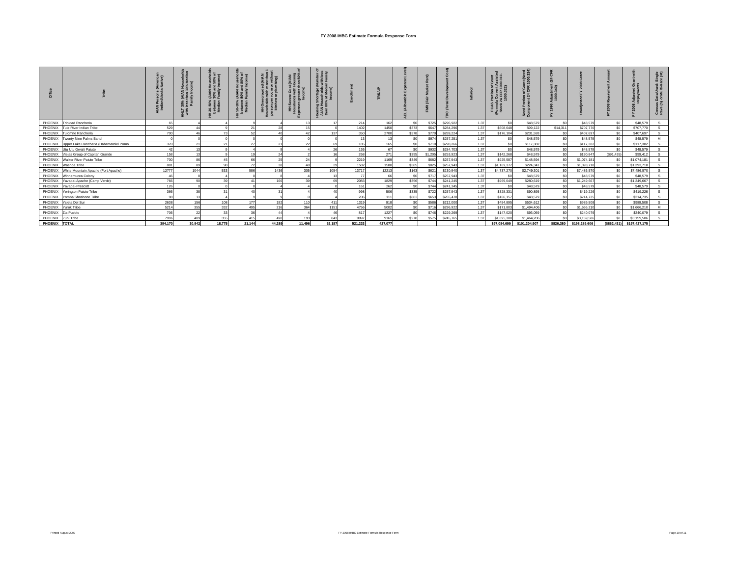# FY 2008 IHBG Estimate Formula Response Form

| Office | Tribe | AIAN Persons (American Indian/Alaska Native) | HHLT 30% (AIAN Households with less than 30% Median Family Income) | HH 30-50% (AIAN Households between 30% and 50% of Median Family Income) | HH 50-80% (AIAN Households between 50% and 80% of Median Family Income) | HH Overcrowded (AIAN Households with more than 1 person per room or without kitchen or plumbing) | HH Severe Cost (AIAN Households with Housing Expenses greater than 50% of Income) | Housing Shortage (Number of AIAN Households with less than 80% of Median Family Income) | Enrollment | TRSAIP | AEL (Allowable Expense Level) | FMR (Fair Market Rent) | TDC (Total Development Cost) | Inflation | FCAS Portion of Grant (Formula Current Assisted Stock 24 CFR 1000.312-1000.322) | Need Portion of Grant (Need Component 24 CFR 1000.324) | FY 1996 Adjustment (24 CFR 1000.340) | Unadjusted FY 2008 Grant | FY 2008 Repayment Amount | FY 2008 Adjusted Grant with Repayments | Census Data Used: Single Race (S) or Multi-Race (M) |
|---|---|---|---|---|---|---|---|---|---|---|---|---|---|---|---|---|---|---|---|---|---|
| PHOENIX | Trinidad Rancheria | 65 | 4 | 4 | 9 | 4 | 13 | 17 | 214 | 162 | $0 | $725 | $296,922 | 1.37 | $0 | $48,579 | $0 | $48,579 | $0 | $48,579 | S |
| PHOENIX | Tule River Indian Tribe | 529 | 44 | 9 | 21 | 28 | 15 | 0 | 1402 | 1450 | $373 | $647 | $284,296 | 1.37 | $608,648 | $99,122 | $14,311 | $707,770 | $0 | $707,770 | S |
| PHOENIX | Tulomne Rancheria | 700 | 46 | 73 | 52 | 40 | 42 | 137 | 350 | 2700 | $378 | $770 | $289,224 | 1.37 | $176,104 | $231,593 | $0 | $407,697 | $0 | $407,697 | S |
| PHOENIX | Twenty Nine Palms Band | 0 | 0 | 0 | 0 | 0 | 0 | 0 | 13 | 13 | $0 | $974 | $257,251 | 1.37 | $0 | $48,579 | $0 | $48,579 | $0 | $48,579 | M |
| PHOENIX | Upper Lake Rancheria (Habematolel Pomo | 370 | 21 | 21 | 27 | 21 | 22 | 69 | 185 | 165 | $0 | $710 | $298,266 | 1.37 | $0 | $117,382 | $0 | $117,382 | $0 | $117,382 | S |
| PHOENIX | Utu Utu Gwaiti Paiute | 42 | 13 | 9 | 4 | 9 | 4 | 26 | 136 | 67 | $0 | $932 | $284,703 | 1.37 | $0 | $48,579 | $0 | $48,579 | $0 | $48,579 | S |
| PHOENIX | Viejas Group of Capitan Grande | 158 | 13 | 9 | 19 | 24 | 2 | 16 | 268 | 271 | $395 | $1,205 | $253,923 | 1.37 | $142,268 | $48,579 | $0 | $190,847 | ($91,435) | $99,412 | S |
| PHOENIX | Walker River Paiute Tribe | 700 | 86 | 45 | 66 | 25 | 24 | 9 | 2219 | 1169 | $349 | $682 | $257,943 | 1.37 | $925,587 | $148,594 | $0 | $1,074,181 | $0 | $1,074,181 | S |
| PHOENIX | Washoe Tribe | 881 | 89 | 98 | 72 | 38 | 48 | 29 | 1582 | 1580 | $385 | $825 | $257,943 | 1.37 | $1,169,377 | $224,341 | $0 | $1,393,718 | $0 | $1,393,718 | S |
| PHOENIX | White Mountain Apache (Fort Apache) | 12777 | 1044 | 533 | 586 | 1436 | 305 | 1054 | 13717 | 12213 | $163 | $621 | $230,940 | 1.37 | $4,737,270 | $2,749,301 | $0 | $7,486,570 | $0 | $7,486,570 | S |
| PHOENIX | Winnemucca Colony | 46 | 8 | 4 | 0 | 8 | 4 | 13 | 77 | 66 | $0 | $717 | $257,943 | 1.37 | $0 | $48,579 | $0 | $48,579 | $0 | $48,579 | S |
| PHOENIX | Yavapai-Apache (Camp Verde) | 766 | 90 | 39 | 41 | 166 | 39 | 69 | 2083 | 1829 | $356 | $744 | $241,245 | 1.37 | $969,049 | $280,619 | $0 | $1,249,667 | $0 | $1,249,667 | S |
| PHOENIX | Yavapai-Prescott | 126 | 0 | 0 | 0 | 4 | 4 | 0 | 161 | 262 | $0 | $744 | $241,245 | 1.37 | $0 | $48,579 | $0 | $48,579 | $0 | $48,579 | S |
| PHOENIX | Yerington Paiute Tribe | 366 | 38 | 31 | 40 | 31 | 4 | 40 | 998 | 506 | $335 | $722 | $257,943 | 1.37 | $328,331 | $90,895 | $0 | $419,226 | $0 | $419,226 | S |
| PHOENIX | Yomba Shoshone Tribe | 98 | 13 | 4 | 9 | 9 | 0 | 4 | 206 | 111 | $382 | $653 | $265,478 | 1.37 | $166,157 | $48,579 | $0 | $214,735 | $0 | $214,735 | S |
| PHOENIX | Ysleta Del Sur | 2638 | 156 | 108 | 177 | 192 | 110 | 411 | 1319 | 918 | $0 | $586 | $212,000 | 1.37 | $454,895 | $534,612 | $0 | $989,508 | $0 | $989,508 | S |
| PHOENIX | Yurok Tribe | 5214 | 355 | 332 | 495 | 216 | 364 | 1151 | 4756 | 5002 | $0 | $716 | $296,922 | 1.37 | $171,803 | $1,494,406 | $0 | $1,666,210 | $0 | $1,666,210 | M |
| PHOENIX | Zia Pueblo | 706 | 22 | 33 | 36 | 44 | 4 | 46 | 817 | 1227 | $0 | $746 | $229,269 | 1.37 | $147,020 | $93,059 | $0 | $240,079 | $0 | $240,079 | S |
| PHOENIX | Zuni Tribe | 7996 | 409 | 355 | 415 | 490 | 193 | 843 | 9997 | 9165 | $278 | $575 | $245,765 | 1.37 | $1,695,380 | $1,464,206 | $0 | $3,159,586 | $0 | $3,159,586 | S |
| **PHOENIX** | **TOTAL** | **394,170** | **30,942** | **18,775** | **21,144** | **44,289** | **11,496** | **52,187** | **521,233** | **427,077** | | | | | **$97,084,699** | **$101,204,907** | **$826,380** | **$198,289,606** | **($862,431)** | **$197,427,175** | |

Printed August 2007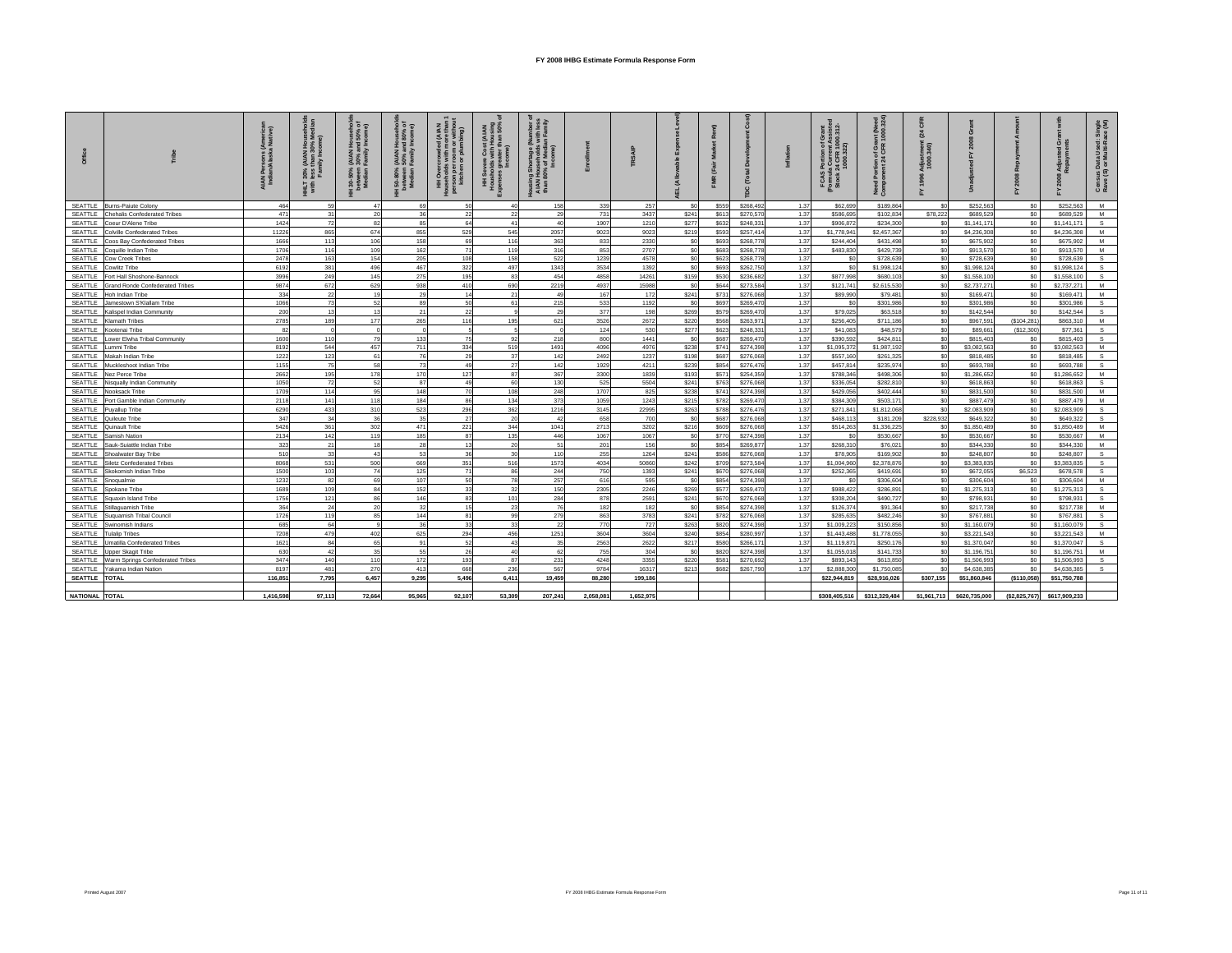# FY 2008 IHBG Estimate Formula Response Form

| Office | Tribe | AIAN Persons (American Indian/Alaska Native) | HHLT 30% (AIAN Households with less than 30% Median Family Income) | HH 30%-50% (AIAN Households between 30% and 50% of Median Family Income) | HH 50%-80% (AIAN Households between 50% and 80% of Median Family Income) | HH Overcrowded (AIAN Households with more than 1 person per room or without kitchen or plumbing) | HH Severe Cost (AIAN Households with Housing Expenses greater than 50% of Income) | Housing Shortage (Number of AIAN Households with less than 80% of Median Family Income) | Enrollment | TRSAIP | AEL (Allowable Expense Level) | FMR (Fair Market Rent) | TDC (Total Development Cost) | Inflation | FCAS Portion of Grant (Formula Current Assisted Stock 24 CFR 1000.312-1000.322) | Need Portion of Grant (Need Component 24 CFR 1000.324) | FY 1996 Adjustment (24 CFR 1000.340) | Unadjusted FY 2008 Grant | FY 2008 Repayment Amount | FY 2008 Adjusted Grant with Repayments | Census Data Used: Single Race (S) or Multi-Race (M) |
|---|---|---|---|---|---|---|---|---|---|---|---|---|---|---|---|---|---|---|---|---|---|
| SEATTLE | Burns-Paiute Colony | 464 | 59 | 47 | 69 | 50 | 40 | 158 | 339 | 257 | $0 | $559 | $268,492 | 1.37 | $62,699 | $189,864 | $0 | $252,563 | $0 | $252,563 | M |
| SEATTLE | Chehalis Confederated Tribes | 471 | 31 | 20 | 36 | 22 | 22 | 29 | 731 | 3437 | $241 | $613 | $270,570 | 1.37 | $586,695 | $102,834 | $78,222 | $689,529 | $0 | $689,529 | M |
| SEATTLE | Coeur D'Alene Tribe | 1424 | 72 | 82 | 85 | 64 | 41 | 40 | 1907 | 1210 | $277 | $632 | $248,331 | 1.37 | $906,872 | $234,300 | $0 | $1,141,171 | $0 | $1,141,171 | S |
| SEATTLE | Colville Confederated Tribes | 11226 | 865 | 674 | 855 | 529 | 545 | 2057 | 9023 | 9023 | $219 | $593 | $257,414 | 1.37 | $1,778,941 | $2,457,367 | $0 | $4,236,308 | $0 | $4,236,308 | M |
| SEATTLE | Coos Bay Confederated Tribes | 1666 | 113 | 106 | 158 | 69 | 116 | 363 | 833 | 2330 | $0 | $693 | $268,778 | 1.37 | $244,404 | $431,498 | $0 | $675,902 | $0 | $675,902 | M |
| SEATTLE | Coquille Indian Tribe | 1706 | 116 | 109 | 162 | 71 | 119 | 316 | 853 | 2707 | $0 | $683 | $268,778 | 1.37 | $483,830 | $429,739 | $0 | $913,570 | $0 | $913,570 | M |
| SEATTLE | Cow Creek Tribes | 2478 | 163 | 154 | 205 | 108 | 158 | 522 | 1239 | 4578 | $0 | $623 | $268,778 | 1.37 | $0 | $728,639 | $0 | $728,639 | $0 | $728,639 | S |
| SEATTLE | Cowlitz Tribe | 6192 | 381 | 496 | 467 | 322 | 497 | 1343 | 3534 | 1392 | $0 | $693 | $262,750 | 1.37 | $0 | $1,998,124 | $0 | $1,998,124 | $0 | $1,998,124 | S |
| SEATTLE | Fort Hall Shoshone-Bannock | 3996 | 249 | 145 | 275 | 195 | 83 | 454 | 4858 | 14261 | $159 | $530 | $236,682 | 1.37 | $877,998 | $680,103 | $0 | $1,558,100 | $0 | $1,558,100 | S |
| SEATTLE | Grand Ronde Confederated Tribes | 9874 | 672 | 629 | 938 | 410 | 690 | 2219 | 4937 | 15988 | $0 | $644 | $273,584 | 1.37 | $121,741 | $2,615,530 | $0 | $2,737,271 | $0 | $2,737,271 | M |
| SEATTLE | Hoh Indian Tribe | 334 | 22 | 19 | 29 | 14 | 21 | 49 | 167 | 172 | $241 | $731 | $276,068 | 1.37 | $89,990 | $79,481 | $0 | $169,471 | $0 | $169,471 | M |
| SEATTLE | Jamestown S'Klallam Tribe | 1066 | 73 | 52 | 89 | 50 | 61 | 215 | 533 | 1192 | $0 | $697 | $269,470 | 1.37 | $0 | $301,986 | $0 | $301,986 | $0 | $301,986 | S |
| SEATTLE | Kalispel Indian Community | 200 | 13 | 13 | 21 | 22 | 9 | 29 | 377 | 198 | $269 | $579 | $269,470 | 1.37 | $79,025 | $63,518 | $0 | $142,544 | $0 | $142,544 | S |
| SEATTLE | Klamath Tribes | 2785 | 189 | 177 | 265 | 116 | 195 | 621 | 3526 | 2672 | $220 | $568 | $263,971 | 1.37 | $256,405 | $711,186 | $0 | $967,591 | ($104,281) | $863,310 | M |
| SEATTLE | Kootenai Tribe | 82 | 0 | 0 | 0 | 5 | 5 | 0 | 124 | 530 | $277 | $623 | $248,331 | 1.37 | $41,083 | $48,579 | $0 | $89,661 | ($12,300) | $77,361 | S |
| SEATTLE | Lower Elwha Tribal Community | 1600 | 110 | 79 | 133 | 75 | 92 | 218 | 800 | 1441 | $0 | $687 | $269,470 | 1.37 | $390,592 | $424,811 | $0 | $815,403 | $0 | $815,403 | S |
| SEATTLE | Lummi Tribe | 8192 | 544 | 457 | 711 | 334 | 519 | 1491 | 4096 | 4976 | $238 | $741 | $274,398 | 1.37 | $1,095,372 | $1,987,192 | $0 | $3,082,563 | $0 | $3,082,563 | M |
| SEATTLE | Makah Indian Tribe | 1222 | 123 | 61 | 76 | 29 | 37 | 142 | 2492 | 1237 | $198 | $687 | $276,068 | 1.37 | $557,160 | $261,325 | $0 | $818,485 | $0 | $818,485 | S |
| SEATTLE | Muckleshoot Indian Tribe | 1155 | 75 | 58 | 73 | 49 | 27 | 142 | 1929 | 4211 | $239 | $854 | $276,476 | 1.37 | $457,814 | $235,974 | $0 | $693,788 | $0 | $693,788 | S |
| SEATTLE | Nez Perce Tribe | 2662 | 195 | 178 | 170 | 127 | 87 | 367 | 3300 | 1839 | $193 | $571 | $254,359 | 1.37 | $788,346 | $498,306 | $0 | $1,286,652 | $0 | $1,286,652 | M |
| SEATTLE | Nisqually Indian Community | 1050 | 72 | 52 | 87 | 49 | 60 | 130 | 525 | 5504 | $241 | $763 | $276,068 | 1.37 | $336,054 | $282,810 | $0 | $618,863 | $0 | $618,863 | S |
| SEATTLE | Nooksack Tribe | 1709 | 114 | 95 | 148 | 70 | 108 | 248 | 1707 | 825 | $238 | $741 | $274,398 | 1.37 | $429,056 | $402,444 | $0 | $831,500 | $0 | $831,500 | M |
| SEATTLE | Port Gamble Indian Community | 2118 | 141 | 118 | 184 | 86 | 134 | 373 | 1059 | 1243 | $215 | $782 | $269,470 | 1.37 | $384,309 | $503,171 | $0 | $887,479 | $0 | $887,479 | M |
| SEATTLE | Puyallup Tribe | 6290 | 433 | 310 | 523 | 296 | 362 | 1216 | 3145 | 22995 | $263 | $788 | $276,476 | 1.37 | $271,841 | $1,812,068 | $0 | $2,083,909 | $0 | $2,083,909 | S |
| SEATTLE | Quileute Tribe | 347 | 34 | 36 | 35 | 27 | 20 | 42 | 658 | 700 | $0 | $687 | $276,068 | 1.37 | $468,113 | $181,209 | $228,932 | $649,322 | $0 | $649,322 | S |
| SEATTLE | Quinault Tribe | 5426 | 361 | 302 | 471 | 221 | 344 | 1041 | 2713 | 3202 | $216 | $609 | $276,068 | 1.37 | $514,263 | $1,336,225 | $0 | $1,850,489 | $0 | $1,850,489 | M |
| SEATTLE | Samish Nation | 2134 | 142 | 119 | 185 | 87 | 135 | 446 | 1067 | 1067 | $0 | $770 | $274,398 | 1.37 | $0 | $530,667 | $0 | $530,667 | $0 | $530,667 | M |
| SEATTLE | Sauk-Suiattle Indian Tribe | 323 | 21 | 18 | 28 | 13 | 20 | 51 | 201 | 156 | $0 | $854 | $269,877 | 1.37 | $268,310 | $76,021 | $0 | $344,330 | $0 | $344,330 | M |
| SEATTLE | Shoalwater Bay Tribe | 510 | 33 | 43 | 53 | 36 | 30 | 110 | 255 | 1264 | $241 | $586 | $276,068 | 1.37 | $78,905 | $169,902 | $0 | $248,807 | $0 | $248,807 | S |
| SEATTLE | Siletz Confederated Tribes | 8068 | 531 | 500 | 669 | 351 | 516 | 1573 | 4034 | 50860 | $242 | $709 | $273,584 | 1.37 | $1,004,960 | $2,378,876 | $0 | $3,383,835 | $0 | $3,383,835 | S |
| SEATTLE | Skokomish Indian Tribe | 1500 | 103 | 74 | 125 | 71 | 86 | 244 | 750 | 1393 | $241 | $670 | $276,068 | 1.37 | $252,365 | $419,691 | $0 | $672,055 | $6,523 | $678,578 | S |
| SEATTLE | Snoqualmie | 1232 | 82 | 69 | 107 | 50 | 78 | 257 | 616 | 595 | $0 | $854 | $274,398 | 1.37 | $0 | $306,604 | $0 | $306,604 | $0 | $306,604 | M |
| SEATTLE | Spokane Tribe | 1689 | 109 | 84 | 152 | 33 | 32 | 150 | 2305 | 2246 | $269 | $577 | $269,470 | 1.37 | $988,422 | $286,891 | $0 | $1,275,313 | $0 | $1,275,313 | S |
| SEATTLE | Squaxin Island Tribe | 1756 | 121 | 86 | 146 | 83 | 101 | 284 | 878 | 2591 | $241 | $670 | $276,068 | 1.37 | $308,204 | $490,727 | $0 | $798,931 | $0 | $798,931 | S |
| SEATTLE | Stillaguamish Tribe | 364 | 24 | 20 | 32 | 15 | 23 | 76 | 182 | 182 | $0 | $854 | $274,398 | 1.37 | $126,374 | $91,364 | $0 | $217,738 | $0 | $217,738 | M |
| SEATTLE | Suquamish Tribal Council | 1726 | 119 | 85 | 144 | 81 | 99 | 279 | 863 | 3783 | $241 | $782 | $276,068 | 1.37 | $285,635 | $482,246 | $0 | $767,881 | $0 | $767,881 | S |
| SEATTLE | Swinomish Indians | 685 | 64 | 9 | 36 | 33 | 33 | 22 | 770 | 727 | $263 | $820 | $274,398 | 1.37 | $1,009,223 | $150,856 | $0 | $1,160,079 | $0 | $1,160,079 | S |
| SEATTLE | Tulalip Tribes | 7208 | 479 | 402 | 625 | 294 | 456 | 1251 | 3604 | 3604 | $240 | $854 | $280,997 | 1.37 | $1,443,488 | $1,778,055 | $0 | $3,221,543 | $0 | $3,221,543 | M |
| SEATTLE | Umatilla Confederated Tribes | 1621 | 84 | 65 | 91 | 52 | 43 | 35 | 2563 | 2622 | $217 | $580 | $266,171 | 1.37 | $1,119,871 | $250,176 | $0 | $1,370,047 | $0 | $1,370,047 | S |
| SEATTLE | Upper Skagit Tribe | 630 | 42 | 35 | 55 | 26 | 40 | 62 | 755 | 304 | $0 | $820 | $274,398 | 1.37 | $1,055,018 | $141,733 | $0 | $1,196,751 | $0 | $1,196,751 | M |
| SEATTLE | Warm Springs Confederated Tribes | 3474 | 140 | 110 | 172 | 193 | 87 | 231 | 4248 | 3355 | $220 | $581 | $270,692 | 1.37 | $893,143 | $613,850 | $0 | $1,506,993 | $0 | $1,506,993 | S |
| SEATTLE | Yakama Indian Nation | 8197 | 481 | 270 | 413 | 668 | 236 | 567 | 9784 | 16317 | $213 | $682 | $267,790 | 1.37 | $2,888,300 | $1,750,085 | $0 | $4,638,385 | $0 | $4,638,385 | S |
| SEATTLE | TOTAL | 116,851 | 7,795 | 6,457 | 9,295 | 5,496 | 6,411 | 19,459 | 88,280 | 199,186 | | | | | $22,944,819 | $28,916,026 | $307,155 | $51,860,846 | ($110,058) | $51,750,788 | |
| NATIONAL | TOTAL | 1,416,598 | 97,113 | 72,664 | 95,965 | 92,107 | 53,309 | 207,241 | 2,058,081 | 1,652,975 | | | | | $308,405,516 | $312,329,484 | $1,961,713 | $620,735,000 | ($2,825,767) | $617,909,233 | |